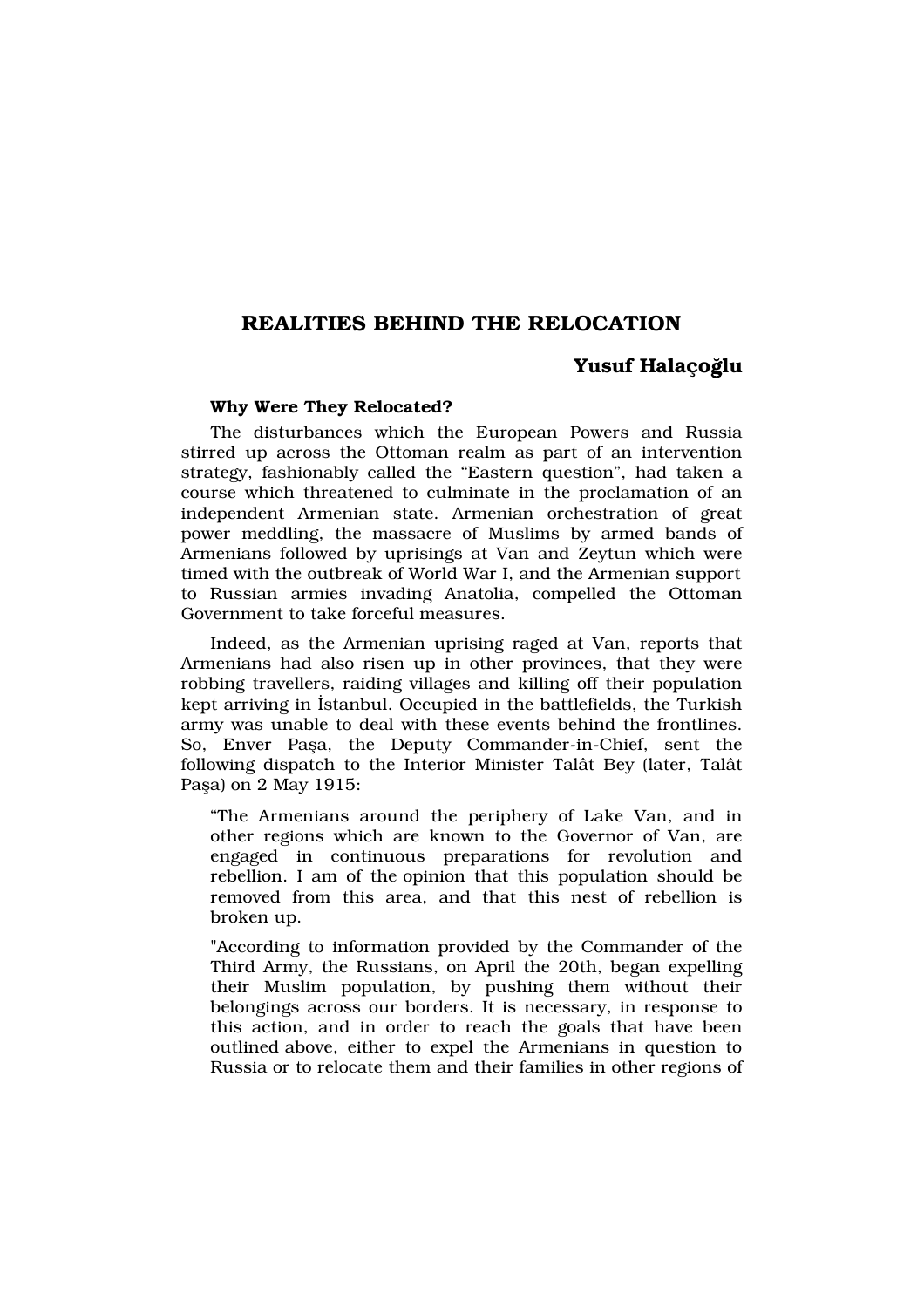# REALITIES BEHIND THE RELOCATION

**Yusuf Halaçoğlu**

### Why Were They Relocated?

The disturbances which the European Powers and Russia stirred up across the Ottoman realm as part of an intervention strategy, fashionably called the "Eastern question", had taken a course which threatened to culminate in the proclamation of an independent Armenian state. Armenian orchestration of great power meddling, the massacre of Muslims by armed bands of Armenians followed by uprisings at Van and Zeytun which were timed with the outbreak of World War I, and the Armenian support to Russian armies invading Anatolia, compelled the Ottoman Government to take forceful measures.

Indeed, as the Armenian uprising raged at Van, reports that Armenians had also risen up in other provinces, that they were robbing travellers, raiding villages and killing off their population kept arriving in İstanbul. Occupied in the battlefields, the Turkish army was unable to deal with these events behind the frontlines. So, Enver Paşa, the Deputy Commander-in-Chief, sent the following dispatch to the Interior Minister Talât Bey (later, Talât Paşa) on 2 May 1915:

> "The Armenians around the periphery of Lake Van, and in other regions which are known to the Governor of Van, are engaged in continuous preparations for revolution and rebellion. I am of the opinion that this population should be removed from this area, and that this nest of rebellion is broken up.
>
> "According to information provided by the Commander of the Third Army, the Russians, on April the 20th, began expelling their Muslim population, by pushing them without their belongings across our borders. It is necessary, in response to this action, and in order to reach the goals that have been outlined above, either to expel the Armenians in question to Russia or to relocate them and their families in other regions of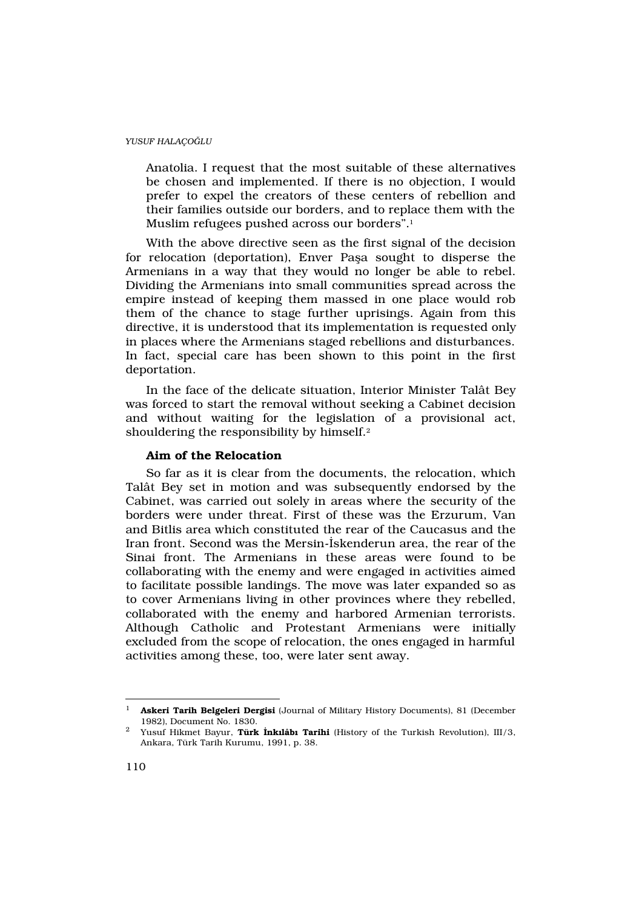Anatolia. I request that the most suitable of these alternatives be chosen and implemented. If there is no objection, I would prefer to expel the creators of these centers of rebellion and their families outside our borders, and to replace them with the Muslim refugees pushed across our borders".[1]

With the above directive seen as the first signal of the decision for relocation (deportation), Enver Paşa sought to disperse the Armenians in a way that they would no longer be able to rebel. Dividing the Armenians into small communities spread across the empire instead of keeping them massed in one place would rob them of the chance to stage further uprisings. Again from this directive, it is understood that its implementation is requested only in places where the Armenians staged rebellions and disturbances. In fact, special care has been shown to this point in the first deportation.

In the face of the delicate situation, Interior Minister Talât Bey was forced to start the removal without seeking a Cabinet decision and without waiting for the legislation of a provisional act, shouldering the responsibility by himself.[2]

### Aim of the Relocation

So far as it is clear from the documents, the relocation, which Talât Bey set in motion and was subsequently endorsed by the Cabinet, was carried out solely in areas where the security of the borders were under threat. First of these was the Erzurum, Van and Bitlis area which constituted the rear of the Caucasus and the Iran front. Second was the Mersin-İskenderun area, the rear of the Sinai front. The Armenians in these areas were found to be collaborating with the enemy and were engaged in activities aimed to facilitate possible landings. The move was later expanded so as to cover Armenians living in other provinces where they rebelled, collaborated with the enemy and harbored Armenian terrorists. Although Catholic and Protestant Armenians were initially excluded from the scope of relocation, the ones engaged in harmful activities among these, too, were later sent away.

---

[1] **Askeri Tarih Belgeleri Dergisi** (Journal of Military History Documents), 81 (December 1982), Document No. 1830.

[2] Yusuf Hikmet Bayur, **Türk İnkılâbı Tarihi** (History of the Turkish Revolution), III/3, Ankara, Türk Tarih Kurumu, 1991, p. 38.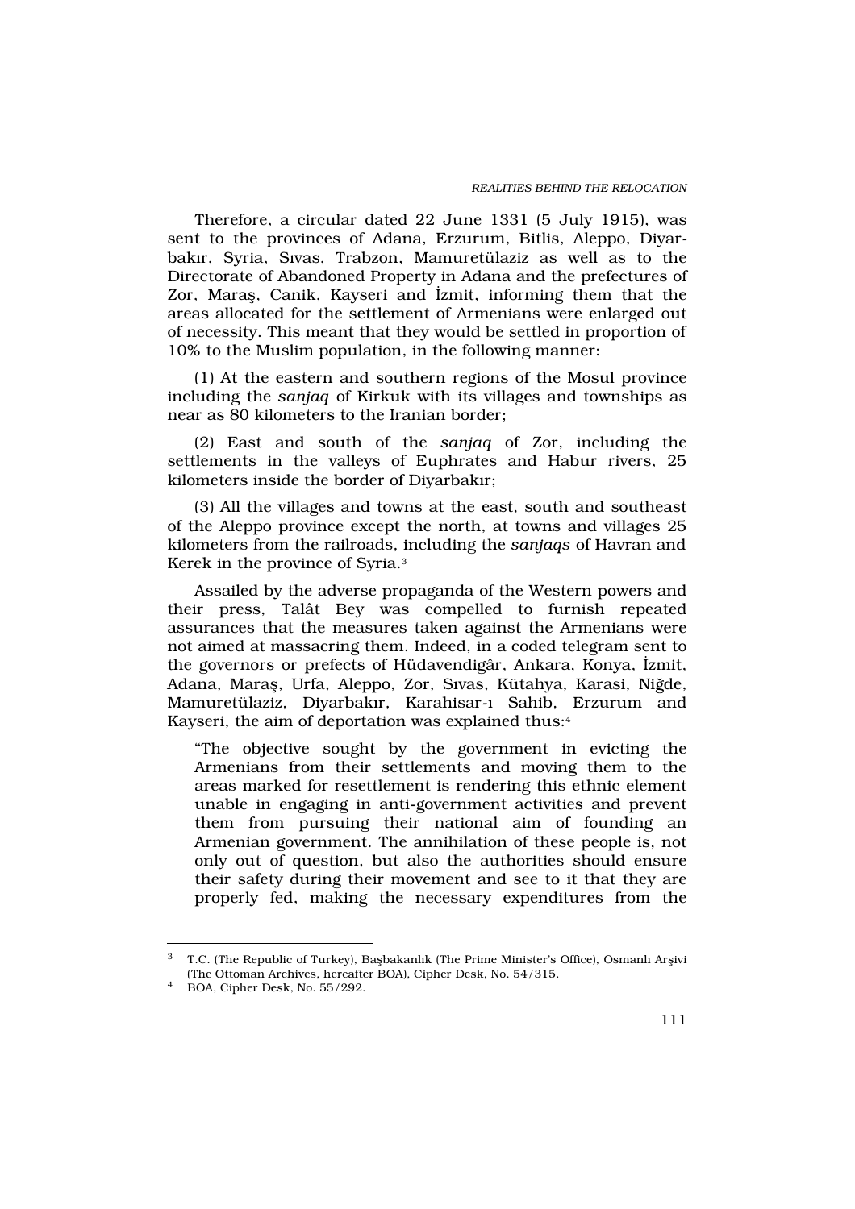Therefore, a circular dated 22 June 1331 (5 July 1915), was sent to the provinces of Adana, Erzurum, Bitlis, Aleppo, Diyarbakır, Syria, Sıvas, Trabzon, Mamuretülaziz as well as to the Directorate of Abandoned Property in Adana and the prefectures of Zor, Maraş, Canik, Kayseri and İzmit, informing them that the areas allocated for the settlement of Armenians were enlarged out of necessity. This meant that they would be settled in proportion of 10% to the Muslim population, in the following manner:

(1) At the eastern and southern regions of the Mosul province including the *sanjaq* of Kirkuk with its villages and townships as near as 80 kilometers to the Iranian border;

(2) East and south of the *sanjaq* of Zor, including the settlements in the valleys of Euphrates and Habur rivers, 25 kilometers inside the border of Diyarbakır;

(3) All the villages and towns at the east, south and southeast of the Aleppo province except the north, at towns and villages 25 kilometers from the railroads, including the *sanjaqs* of Havran and Kerek in the province of Syria.[3]

Assailed by the adverse propaganda of the Western powers and their press, Talât Bey was compelled to furnish repeated assurances that the measures taken against the Armenians were not aimed at massacring them. Indeed, in a coded telegram sent to the governors or prefects of Hüdavendigâr, Ankara, Konya, İzmit, Adana, Maraş, Urfa, Aleppo, Zor, Sıvas, Kütahya, Karasi, Niğde, Mamuretülaziz, Diyarbakır, Karahisar-ı Sahib, Erzurum and Kayseri, the aim of deportation was explained thus:[4]

> "The objective sought by the government in evicting the Armenians from their settlements and moving them to the areas marked for resettlement is rendering this ethnic element unable in engaging in anti-government activities and prevent them from pursuing their national aim of founding an Armenian government. The annihilation of these people is, not only out of question, but also the authorities should ensure their safety during their movement and see to it that they are properly fed, making the necessary expenditures from the

---

[3] T.C. (The Republic of Turkey), Başbakanlık (The Prime Minister's Office), Osmanlı Arşivi (The Ottoman Archives, hereafter BOA), Cipher Desk, No. 54/315.

[4] BOA, Cipher Desk, No. 55/292.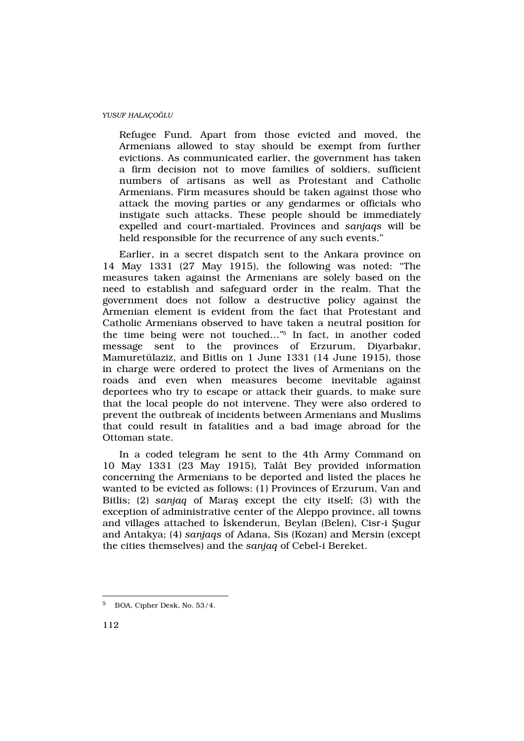Refugee Fund. Apart from those evicted and moved, the Armenians allowed to stay should be exempt from further evictions. As communicated earlier, the government has taken a firm decision not to move families of soldiers, sufficient numbers of artisans as well as Protestant and Catholic Armenians. Firm measures should be taken against those who attack the moving parties or any gendarmes or officials who instigate such attacks. These people should be immediately expelled and court-martialed. Provinces and *sanjaqs* will be held responsible for the recurrence of any such events."

Earlier, in a secret dispatch sent to the Ankara province on 14 May 1331 (27 May 1915), the following was noted: "The measures taken against the Armenians are solely based on the need to establish and safeguard order in the realm. That the government does not follow a destructive policy against the Armenian element is evident from the fact that Protestant and Catholic Armenians observed to have taken a neutral position for the time being were not touched..."[5] In fact, in another coded message sent to the provinces of Erzurum, Diyarbakır, Mamuretülaziz, and Bitlis on 1 June 1331 (14 June 1915), those in charge were ordered to protect the lives of Armenians on the roads and even when measures become inevitable against deportees who try to escape or attack their guards, to make sure that the local people do not intervene. They were also ordered to prevent the outbreak of incidents between Armenians and Muslims that could result in fatalities and a bad image abroad for the Ottoman state.

In a coded telegram he sent to the 4th Army Command on 10 May 1331 (23 May 1915), Talât Bey provided information concerning the Armenians to be deported and listed the places he wanted to be evicted as follows: (1) Provinces of Erzurum, Van and Bitlis; (2) *sanjaq* of Maraş except the city itself; (3) with the exception of administrative center of the Aleppo province, all towns and villages attached to İskenderun, Beylan (Belen), Cisr-i Şugur and Antakya; (4) *sanjaqs* of Adana, Sis (Kozan) and Mersin (except the cities themselves) and the *sanjaq* of Cebel-i Bereket.

[5] BOA, Cipher Desk, No. 53/4.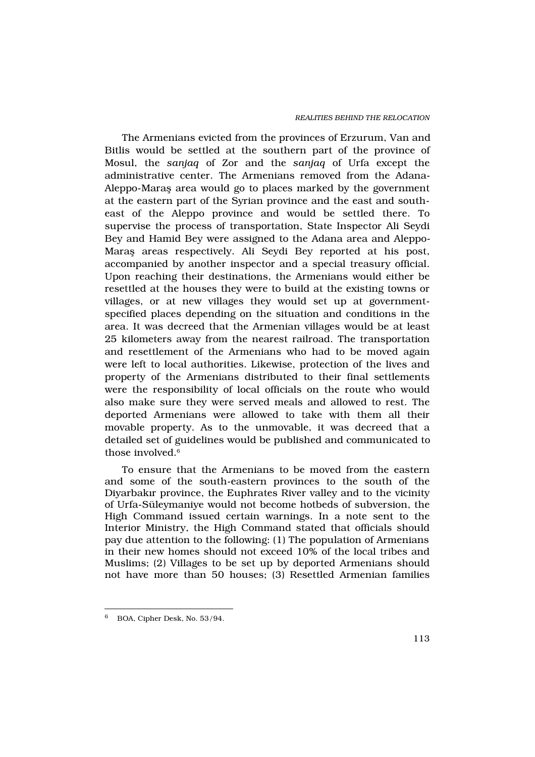The Armenians evicted from the provinces of Erzurum, Van and Bitlis would be settled at the southern part of the province of Mosul, the *sanjaq* of Zor and the *sanjaq* of Urfa except the administrative center. The Armenians removed from the Adana-Aleppo-Maraş area would go to places marked by the government at the eastern part of the Syrian province and the east and south-east of the Aleppo province and would be settled there. To supervise the process of transportation, State Inspector Ali Seydi Bey and Hamid Bey were assigned to the Adana area and Aleppo-Maraş areas respectively. Ali Seydi Bey reported at his post, accompanied by another inspector and a special treasury official. Upon reaching their destinations, the Armenians would either be resettled at the houses they were to build at the existing towns or villages, or at new villages they would set up at government-specified places depending on the situation and conditions in the area. It was decreed that the Armenian villages would be at least 25 kilometers away from the nearest railroad. The transportation and resettlement of the Armenians who had to be moved again were left to local authorities. Likewise, protection of the lives and property of the Armenians distributed to their final settlements were the responsibility of local officials on the route who would also make sure they were served meals and allowed to rest. The deported Armenians were allowed to take with them all their movable property. As to the unmovable, it was decreed that a detailed set of guidelines would be published and communicated to those involved.[6]

To ensure that the Armenians to be moved from the eastern and some of the south-eastern provinces to the south of the Diyarbakır province, the Euphrates River valley and to the vicinity of Urfa-Süleymaniye would not become hotbeds of subversion, the High Command issued certain warnings. In a note sent to the Interior Ministry, the High Command stated that officials should pay due attention to the following: (1) The population of Armenians in their new homes should not exceed 10% of the local tribes and Muslims; (2) Villages to be set up by deported Armenians should not have more than 50 houses; (3) Resettled Armenian families

[6] BOA, Cipher Desk, No. 53/94.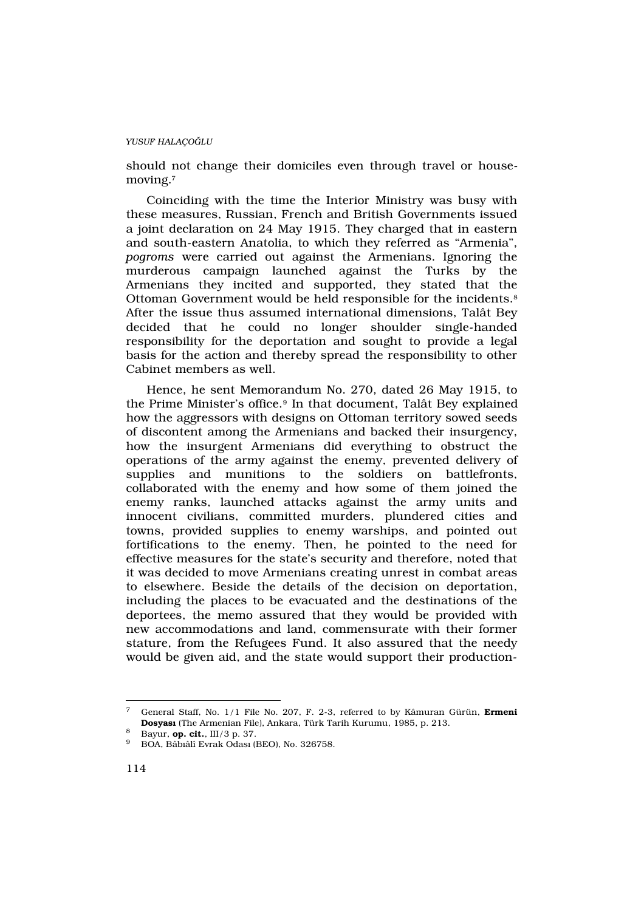should not change their domiciles even through travel or house-moving.[7]

Coinciding with the time the Interior Ministry was busy with these measures, Russian, French and British Governments issued a joint declaration on 24 May 1915. They charged that in eastern and south-eastern Anatolia, to which they referred as "Armenia", *pogroms* were carried out against the Armenians. Ignoring the murderous campaign launched against the Turks by the Armenians they incited and supported, they stated that the Ottoman Government would be held responsible for the incidents.[8] After the issue thus assumed international dimensions, Talât Bey decided that he could no longer shoulder single-handed responsibility for the deportation and sought to provide a legal basis for the action and thereby spread the responsibility to other Cabinet members as well.

Hence, he sent Memorandum No. 270, dated 26 May 1915, to the Prime Minister's office.[9] In that document, Talât Bey explained how the aggressors with designs on Ottoman territory sowed seeds of discontent among the Armenians and backed their insurgency, how the insurgent Armenians did everything to obstruct the operations of the army against the enemy, prevented delivery of supplies and munitions to the soldiers on battlefronts, collaborated with the enemy and how some of them joined the enemy ranks, launched attacks against the army units and innocent civilians, committed murders, plundered cities and towns, provided supplies to enemy warships, and pointed out fortifications to the enemy. Then, he pointed to the need for effective measures for the state's security and therefore, noted that it was decided to move Armenians creating unrest in combat areas to elsewhere. Beside the details of the decision on deportation, including the places to be evacuated and the destinations of the deportees, the memo assured that they would be provided with new accommodations and land, commensurate with their former stature, from the Refugees Fund. It also assured that the needy would be given aid, and the state would support their production-

---

[7] General Staff, No. 1/1 File No. 207, F. 2-3, referred to by Kâmuran Gürün, **Ermeni Dosyası** (The Armenian File), Ankara, Türk Tarih Kurumu, 1985, p. 213.

[8] Bayur, **op. cit.**, III/3 p. 37.

[9] BOA, Bâbıâlî Evrak Odası (BEO), No. 326758.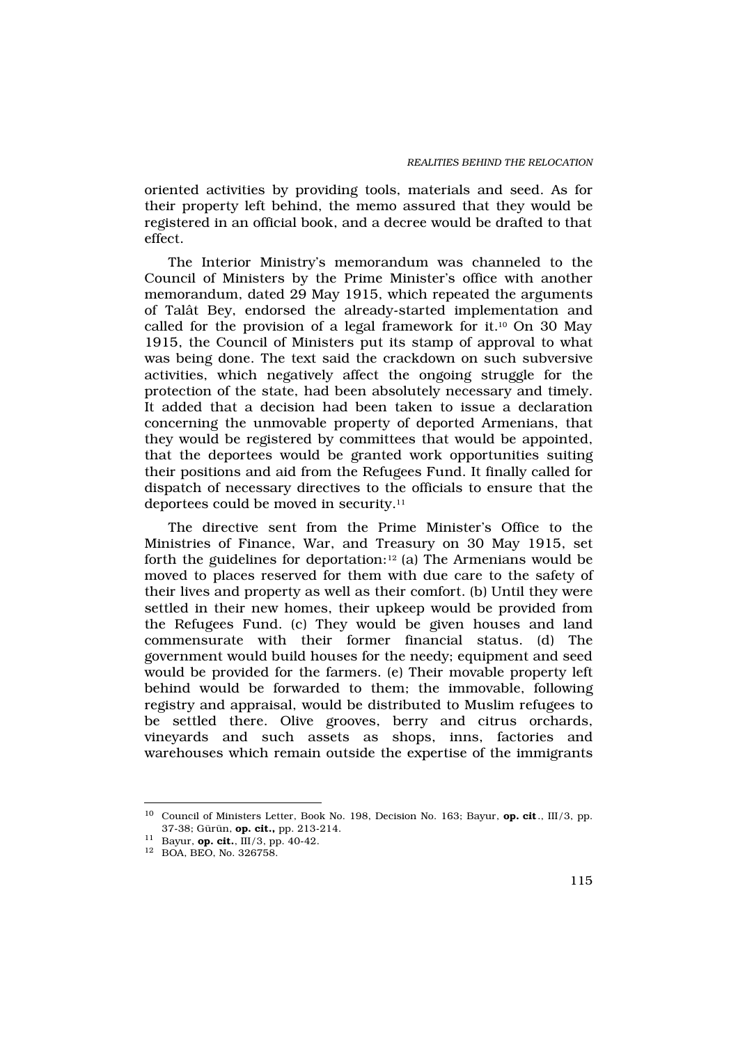oriented activities by providing tools, materials and seed. As for their property left behind, the memo assured that they would be registered in an official book, and a decree would be drafted to that effect.

The Interior Ministry's memorandum was channeled to the Council of Ministers by the Prime Minister's office with another memorandum, dated 29 May 1915, which repeated the arguments of Talât Bey, endorsed the already-started implementation and called for the provision of a legal framework for it.[10] On 30 May 1915, the Council of Ministers put its stamp of approval to what was being done. The text said the crackdown on such subversive activities, which negatively affect the ongoing struggle for the protection of the state, had been absolutely necessary and timely. It added that a decision had been taken to issue a declaration concerning the unmovable property of deported Armenians, that they would be registered by committees that would be appointed, that the deportees would be granted work opportunities suiting their positions and aid from the Refugees Fund. It finally called for dispatch of necessary directives to the officials to ensure that the deportees could be moved in security.[11]

The directive sent from the Prime Minister's Office to the Ministries of Finance, War, and Treasury on 30 May 1915, set forth the guidelines for deportation:[12] (a) The Armenians would be moved to places reserved for them with due care to the safety of their lives and property as well as their comfort. (b) Until they were settled in their new homes, their upkeep would be provided from the Refugees Fund. (c) They would be given houses and land commensurate with their former financial status. (d) The government would build houses for the needy; equipment and seed would be provided for the farmers. (e) Their movable property left behind would be forwarded to them; the immovable, following registry and appraisal, would be distributed to Muslim refugees to be settled there. Olive grooves, berry and citrus orchards, vineyards and such assets as shops, inns, factories and warehouses which remain outside the expertise of the immigrants

---

[10] Council of Ministers Letter, Book No. 198, Decision No. 163; Bayur, **op. cit**., III/3, pp. 37-38; Gürün, **op. cit.,** pp. 213-214.

[11] Bayur, **op. cit.**, III/3, pp. 40-42.

[12] BOA, BEO, No. 326758.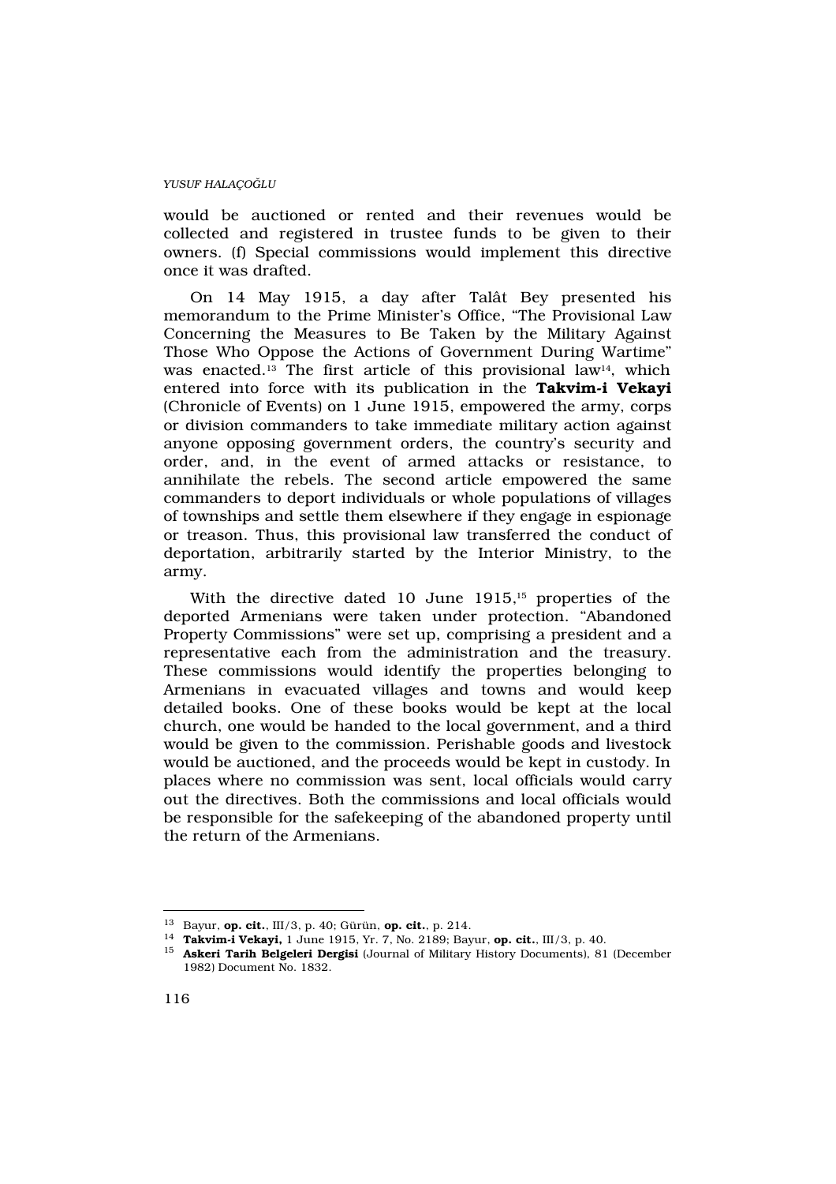would be auctioned or rented and their revenues would be collected and registered in trustee funds to be given to their owners. (f) Special commissions would implement this directive once it was drafted.

On 14 May 1915, a day after Talât Bey presented his memorandum to the Prime Minister's Office, "The Provisional Law Concerning the Measures to Be Taken by the Military Against Those Who Oppose the Actions of Government During Wartime" was enacted.[13] The first article of this provisional law[14], which entered into force with its publication in the **Takvim-i Vekayi** (Chronicle of Events) on 1 June 1915, empowered the army, corps or division commanders to take immediate military action against anyone opposing government orders, the country's security and order, and, in the event of armed attacks or resistance, to annihilate the rebels. The second article empowered the same commanders to deport individuals or whole populations of villages of townships and settle them elsewhere if they engage in espionage or treason. Thus, this provisional law transferred the conduct of deportation, arbitrarily started by the Interior Ministry, to the army.

With the directive dated 10 June 1915,[15] properties of the deported Armenians were taken under protection. "Abandoned Property Commissions" were set up, comprising a president and a representative each from the administration and the treasury. These commissions would identify the properties belonging to Armenians in evacuated villages and towns and would keep detailed books. One of these books would be kept at the local church, one would be handed to the local government, and a third would be given to the commission. Perishable goods and livestock would be auctioned, and the proceeds would be kept in custody. In places where no commission was sent, local officials would carry out the directives. Both the commissions and local officials would be responsible for the safekeeping of the abandoned property until the return of the Armenians.

---

[13] Bayur, **op. cit.**, III/3, p. 40; Gürün, **op. cit.**, p. 214.

[14] **Takvim-i Vekayi,** 1 June 1915, Yr. 7, No. 2189; Bayur, **op. cit.**, III/3, p. 40.

[15] **Askeri Tarih Belgeleri Dergisi** (Journal of Military History Documents), 81 (December 1982) Document No. 1832.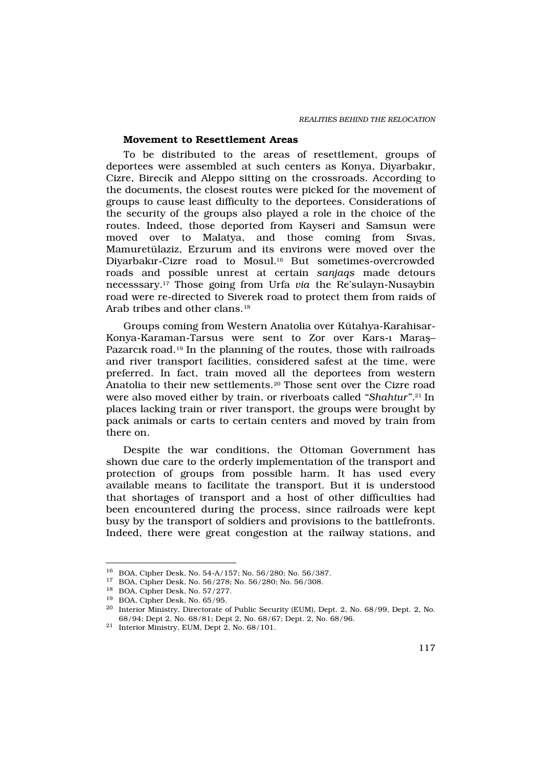#### Movement to Resettlement Areas

To be distributed to the areas of resettlement, groups of deportees were assembled at such centers as Konya, Diyarbakır, Cizre, Birecik and Aleppo sitting on the crossroads. According to the documents, the closest routes were picked for the movement of groups to cause least difficulty to the deportees. Considerations of the security of the groups also played a role in the choice of the routes. Indeed, those deported from Kayseri and Samsun were moved over to Malatya, and those coming from Sıvas, Mamuretülaziz, Erzurum and its environs were moved over the Diyarbakır-Cizre road to Mosul.[16] But sometimes-overcrowded roads and possible unrest at certain *sanjaqs* made detours necesssary.[17] Those going from Urfa *via* the Re'sulayn-Nusaybin road were re-directed to Siverek road to protect them from raids of Arab tribes and other clans.[18]

Groups coming from Western Anatolia over Kütahya-Karahisar-Konya-Karaman-Tarsus were sent to Zor over Kars-ı Maraş–Pazarcık road.[19] In the planning of the routes, those with railroads and river transport facilities, considered safest at the time, were preferred. In fact, train moved all the deportees from western Anatolia to their new settlements.[20] Those sent over the Cizre road were also moved either by train, or riverboats called "*Shahtur*".[21] In places lacking train or river transport, the groups were brought by pack animals or carts to certain centers and moved by train from there on.

Despite the war conditions, the Ottoman Government has shown due care to the orderly implementation of the transport and protection of groups from possible harm. It has used every available means to facilitate the transport. But it is understood that shortages of transport and a host of other difficulties had been encountered during the process, since railroads were kept busy by the transport of soldiers and provisions to the battlefronts. Indeed, there were great congestion at the railway stations, and

---

[16] BOA, Cipher Desk, No. 54-A/157; No. 56/280; No. 56/387.

[17] BOA, Cipher Desk, No. 56/278; No. 56/280; No. 56/308.

[18] BOA, Cipher Desk, No. 57/277.

[19] BOA, Cipher Desk, No. 65/95.

[20] Interior Ministry, Directorate of Public Security (EUM), Dept. 2, No. 68/99, Dept. 2, No. 68/94; Dept 2, No. 68/81; Dept 2, No. 68/67; Dept. 2, No. 68/96.

[21] Interior Ministry, EUM, Dept 2, No. 68/101.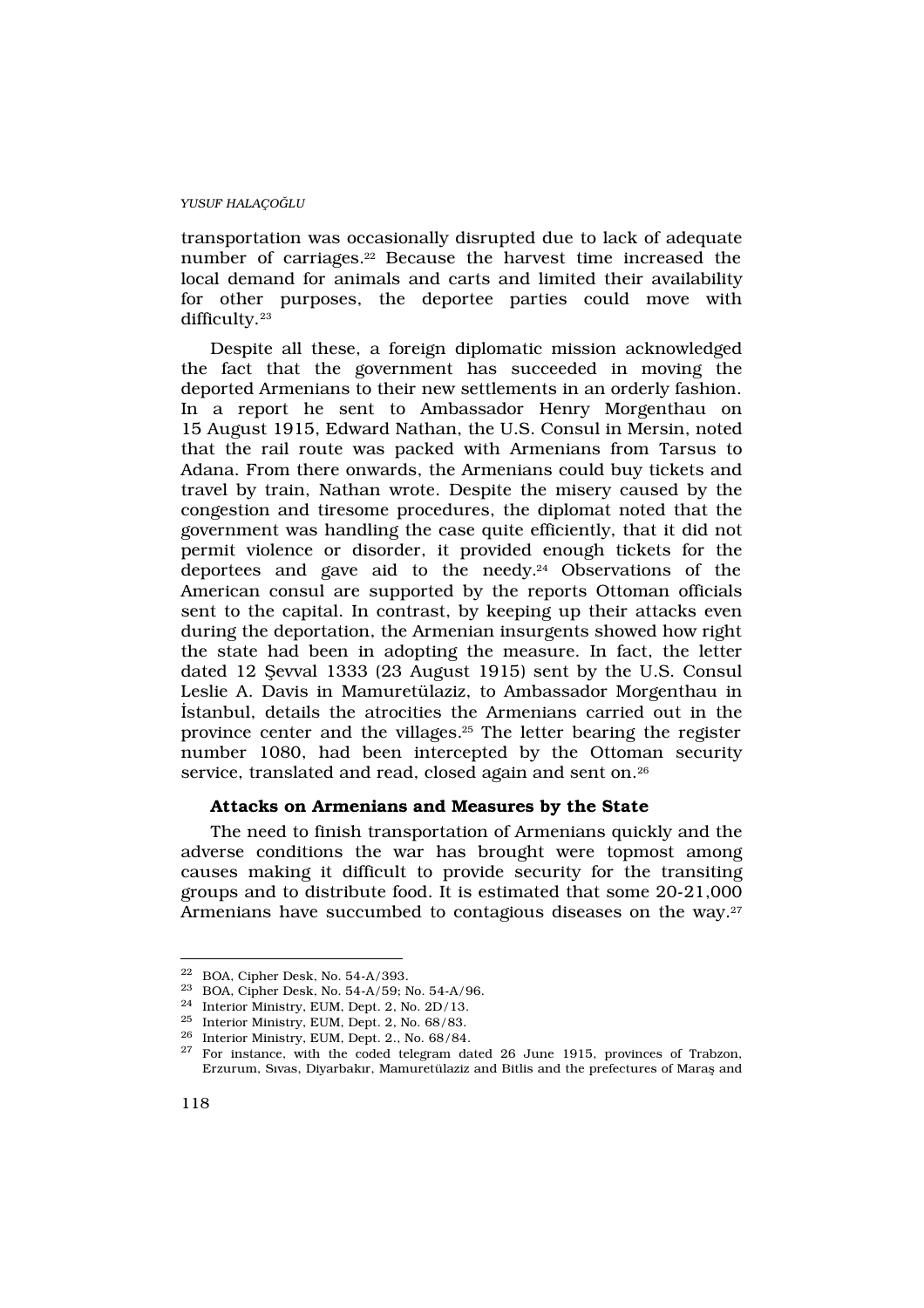transportation was occasionally disrupted due to lack of adequate number of carriages.[22] Because the harvest time increased the local demand for animals and carts and limited their availability for other purposes, the deportee parties could move with difficulty.[23]

Despite all these, a foreign diplomatic mission acknowledged the fact that the government has succeeded in moving the deported Armenians to their new settlements in an orderly fashion. In a report he sent to Ambassador Henry Morgenthau on 15 August 1915, Edward Nathan, the U.S. Consul in Mersin, noted that the rail route was packed with Armenians from Tarsus to Adana. From there onwards, the Armenians could buy tickets and travel by train, Nathan wrote. Despite the misery caused by the congestion and tiresome procedures, the diplomat noted that the government was handling the case quite efficiently, that it did not permit violence or disorder, it provided enough tickets for the deportees and gave aid to the needy.[24] Observations of the American consul are supported by the reports Ottoman officials sent to the capital. In contrast, by keeping up their attacks even during the deportation, the Armenian insurgents showed how right the state had been in adopting the measure. In fact, the letter dated 12 Şevval 1333 (23 August 1915) sent by the U.S. Consul Leslie A. Davis in Mamuretülaziz, to Ambassador Morgenthau in İstanbul, details the atrocities the Armenians carried out in the province center and the villages.[25] The letter bearing the register number 1080, had been intercepted by the Ottoman security service, translated and read, closed again and sent on.[26]

### Attacks on Armenians and Measures by the State

The need to finish transportation of Armenians quickly and the adverse conditions the war has brought were topmost among causes making it difficult to provide security for the transiting groups and to distribute food. It is estimated that some 20-21,000 Armenians have succumbed to contagious diseases on the way.[27]

---

[22] BOA, Cipher Desk, No. 54-A/393.

[23] BOA, Cipher Desk, No. 54-A/59; No. 54-A/96.

[24] Interior Ministry, EUM, Dept. 2, No. 2D/13.

[25] Interior Ministry, EUM, Dept. 2, No. 68/83.

[26] Interior Ministry, EUM, Dept. 2., No. 68/84.

[27] For instance, with the coded telegram dated 26 June 1915, provinces of Trabzon, Erzurum, Sıvas, Diyarbakır, Mamuretülaziz and Bitlis and the prefectures of Maraş and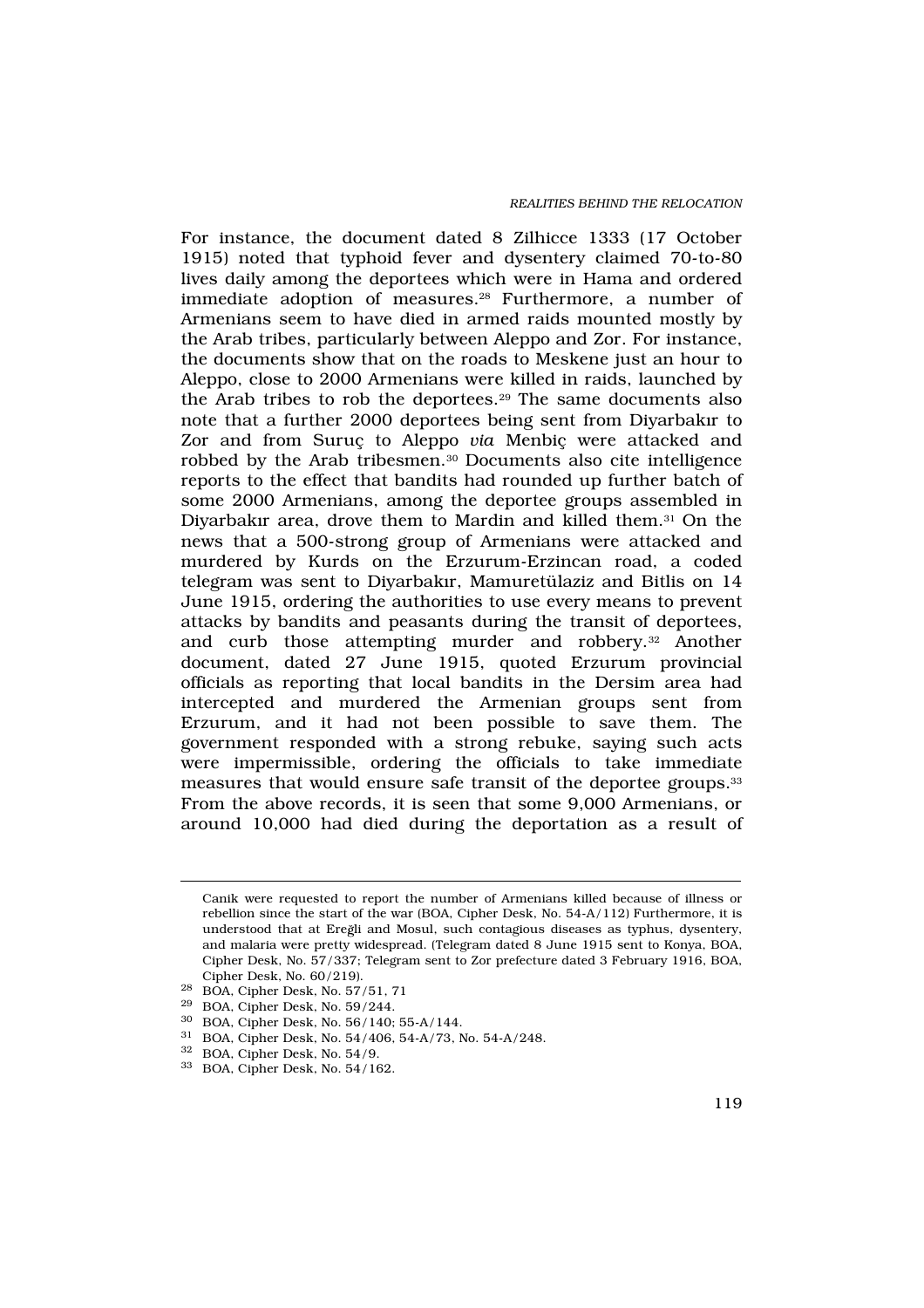For instance, the document dated 8 Zilhicce 1333 (17 October 1915) noted that typhoid fever and dysentery claimed 70-to-80 lives daily among the deportees which were in Hama and ordered immediate adoption of measures.[28] Furthermore, a number of Armenians seem to have died in armed raids mounted mostly by the Arab tribes, particularly between Aleppo and Zor. For instance, the documents show that on the roads to Meskene just an hour to Aleppo, close to 2000 Armenians were killed in raids, launched by the Arab tribes to rob the deportees.[29] The same documents also note that a further 2000 deportees being sent from Diyarbakır to Zor and from Suruç to Aleppo *via* Menbiç were attacked and robbed by the Arab tribesmen.[30] Documents also cite intelligence reports to the effect that bandits had rounded up further batch of some 2000 Armenians, among the deportee groups assembled in Diyarbakır area, drove them to Mardin and killed them.[31] On the news that a 500-strong group of Armenians were attacked and murdered by Kurds on the Erzurum-Erzincan road, a coded telegram was sent to Diyarbakır, Mamuretülaziz and Bitlis on 14 June 1915, ordering the authorities to use every means to prevent attacks by bandits and peasants during the transit of deportees, and curb those attempting murder and robbery.[32] Another document, dated 27 June 1915, quoted Erzurum provincial officials as reporting that local bandits in the Dersim area had intercepted and murdered the Armenian groups sent from Erzurum, and it had not been possible to save them. The government responded with a strong rebuke, saying such acts were impermissible, ordering the officials to take immediate measures that would ensure safe transit of the deportee groups.[33] From the above records, it is seen that some 9,000 Armenians, or around 10,000 had died during the deportation as a result of

---

Canik were requested to report the number of Armenians killed because of illness or rebellion since the start of the war (BOA, Cipher Desk, No. 54-A/112) Furthermore, it is understood that at Ereğli and Mosul, such contagious diseases as typhus, dysentery, and malaria were pretty widespread. (Telegram dated 8 June 1915 sent to Konya, BOA, Cipher Desk, No. 57/337; Telegram sent to Zor prefecture dated 3 February 1916, BOA, Cipher Desk, No. 60/219).

[28] BOA, Cipher Desk, No. 57/51, 71

[29] BOA, Cipher Desk, No. 59/244.

[30] BOA, Cipher Desk, No. 56/140; 55-A/144.

[31] BOA, Cipher Desk, No. 54/406, 54-A/73, No. 54-A/248.

[32] BOA, Cipher Desk, No. 54/9.

[33] BOA, Cipher Desk, No. 54/162.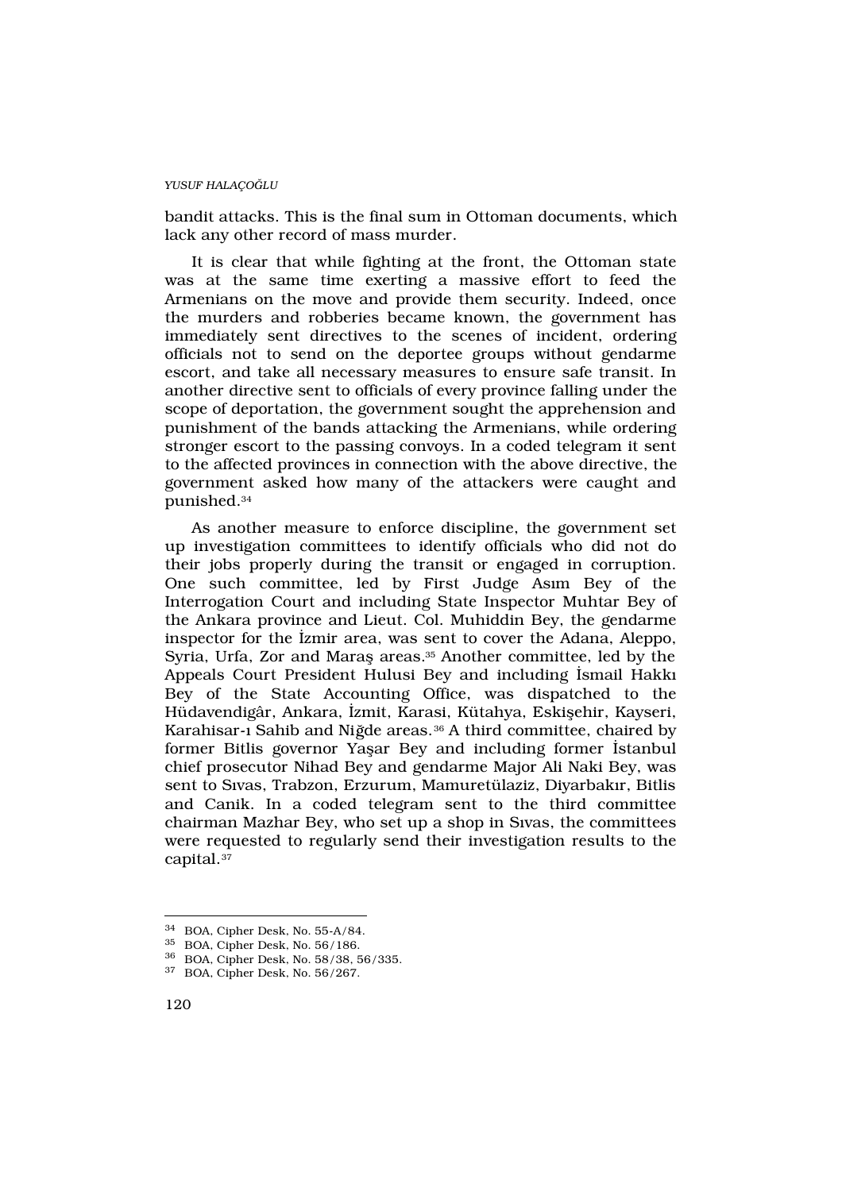bandit attacks. This is the final sum in Ottoman documents, which lack any other record of mass murder.

It is clear that while fighting at the front, the Ottoman state was at the same time exerting a massive effort to feed the Armenians on the move and provide them security. Indeed, once the murders and robberies became known, the government has immediately sent directives to the scenes of incident, ordering officials not to send on the deportee groups without gendarme escort, and take all necessary measures to ensure safe transit. In another directive sent to officials of every province falling under the scope of deportation, the government sought the apprehension and punishment of the bands attacking the Armenians, while ordering stronger escort to the passing convoys. In a coded telegram it sent to the affected provinces in connection with the above directive, the government asked how many of the attackers were caught and punished.[34]

As another measure to enforce discipline, the government set up investigation committees to identify officials who did not do their jobs properly during the transit or engaged in corruption. One such committee, led by First Judge Asım Bey of the Interrogation Court and including State Inspector Muhtar Bey of the Ankara province and Lieut. Col. Muhiddin Bey, the gendarme inspector for the İzmir area, was sent to cover the Adana, Aleppo, Syria, Urfa, Zor and Maraş areas.[35] Another committee, led by the Appeals Court President Hulusi Bey and including İsmail Hakkı Bey of the State Accounting Office, was dispatched to the Hüdavendigâr, Ankara, İzmit, Karasi, Kütahya, Eskişehir, Kayseri, Karahisar-ı Sahib and Niğde areas.[36] A third committee, chaired by former Bitlis governor Yaşar Bey and including former İstanbul chief prosecutor Nihad Bey and gendarme Major Ali Naki Bey, was sent to Sıvas, Trabzon, Erzurum, Mamuretülaziz, Diyarbakır, Bitlis and Canik. In a coded telegram sent to the third committee chairman Mazhar Bey, who set up a shop in Sıvas, the committees were requested to regularly send their investigation results to the capital.[37]

---

[34] BOA, Cipher Desk, No. 55-A/84.

[35] BOA, Cipher Desk, No. 56/186.

[36] BOA, Cipher Desk, No. 58/38, 56/335.

[37] BOA, Cipher Desk, No. 56/267.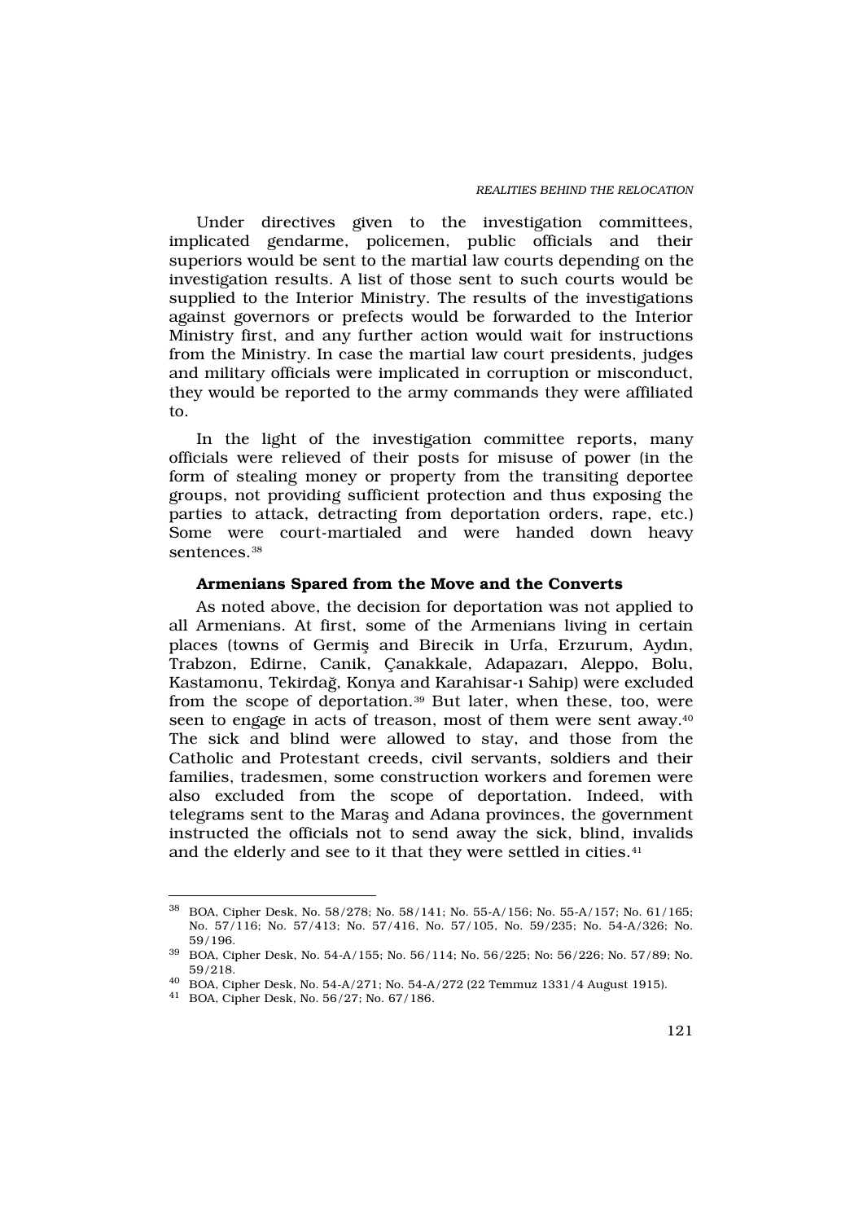Under directives given to the investigation committees, implicated gendarme, policemen, public officials and their superiors would be sent to the martial law courts depending on the investigation results. A list of those sent to such courts would be supplied to the Interior Ministry. The results of the investigations against governors or prefects would be forwarded to the Interior Ministry first, and any further action would wait for instructions from the Ministry. In case the martial law court presidents, judges and military officials were implicated in corruption or misconduct, they would be reported to the army commands they were affiliated to.

In the light of the investigation committee reports, many officials were relieved of their posts for misuse of power (in the form of stealing money or property from the transiting deportee groups, not providing sufficient protection and thus exposing the parties to attack, detracting from deportation orders, rape, etc.) Some were court-martialed and were handed down heavy sentences.[38]

### Armenians Spared from the Move and the Converts

As noted above, the decision for deportation was not applied to all Armenians. At first, some of the Armenians living in certain places (towns of Germiş and Birecik in Urfa, Erzurum, Aydın, Trabzon, Edirne, Canik, Çanakkale, Adapazarı, Aleppo, Bolu, Kastamonu, Tekirdağ, Konya and Karahisar-ı Sahip) were excluded from the scope of deportation.[39] But later, when these, too, were seen to engage in acts of treason, most of them were sent away.[40] The sick and blind were allowed to stay, and those from the Catholic and Protestant creeds, civil servants, soldiers and their families, tradesmen, some construction workers and foremen were also excluded from the scope of deportation. Indeed, with telegrams sent to the Maraş and Adana provinces, the government instructed the officials not to send away the sick, blind, invalids and the elderly and see to it that they were settled in cities.[41]

---

[38] BOA, Cipher Desk, No. 58/278; No. 58/141; No. 55-A/156; No. 55-A/157; No. 61/165; No. 57/116; No. 57/413; No. 57/416, No. 57/105, No. 59/235; No. 54-A/326; No. 59/196.

[39] BOA, Cipher Desk, No. 54-A/155; No. 56/114; No. 56/225; No: 56/226; No. 57/89; No. 59/218.

[40] BOA, Cipher Desk, No. 54-A/271; No. 54-A/272 (22 Temmuz 1331/4 August 1915).

[41] BOA, Cipher Desk, No. 56/27; No. 67/186.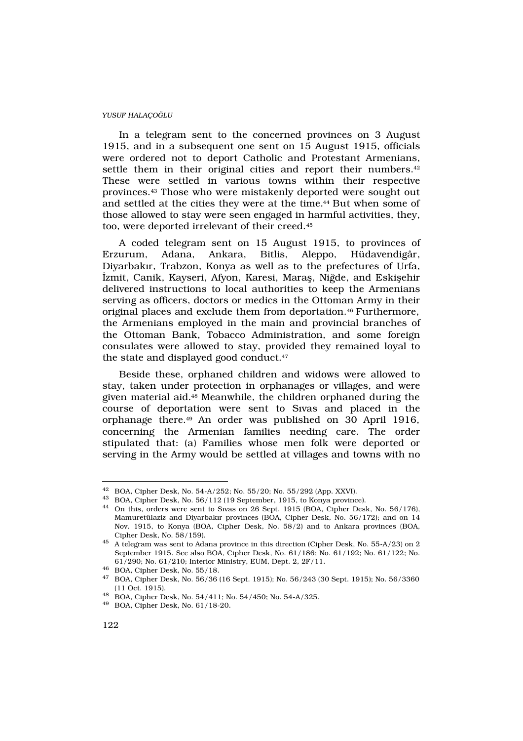In a telegram sent to the concerned provinces on 3 August 1915, and in a subsequent one sent on 15 August 1915, officials were ordered not to deport Catholic and Protestant Armenians, settle them in their original cities and report their numbers.[42] These were settled in various towns within their respective provinces.[43] Those who were mistakenly deported were sought out and settled at the cities they were at the time.[44] But when some of those allowed to stay were seen engaged in harmful activities, they, too, were deported irrelevant of their creed.[45]

A coded telegram sent on 15 August 1915, to provinces of Erzurum, Adana, Ankara, Bitlis, Aleppo, Hüdavendigâr, Diyarbakır, Trabzon, Konya as well as to the prefectures of Urfa, İzmit, Canik, Kayseri, Afyon, Karesi, Maraş, Niğde, and Eskişehir delivered instructions to local authorities to keep the Armenians serving as officers, doctors or medics in the Ottoman Army in their original places and exclude them from deportation.[46] Furthermore, the Armenians employed in the main and provincial branches of the Ottoman Bank, Tobacco Administration, and some foreign consulates were allowed to stay, provided they remained loyal to the state and displayed good conduct.[47]

Beside these, orphaned children and widows were allowed to stay, taken under protection in orphanages or villages, and were given material aid.[48] Meanwhile, the children orphaned during the course of deportation were sent to Sıvas and placed in the orphanage there.[49] An order was published on 30 April 1916, concerning the Armenian families needing care. The order stipulated that: (a) Families whose men folk were deported or serving in the Army would be settled at villages and towns with no

---

[42] BOA, Cipher Desk, No. 54-A/252; No. 55/20; No. 55/292 (App. XXVI).

[43] BOA, Cipher Desk, No. 56/112 (19 September, 1915, to Konya province).

[44] On this, orders were sent to Sıvas on 26 Sept. 1915 (BOA, Cipher Desk, No. 56/176), Mamuretülaziz and Diyarbakır provinces (BOA, Cipher Desk, No. 56/172); and on 14 Nov. 1915, to Konya (BOA, Cipher Desk, No. 58/2) and to Ankara provinces (BOA, Cipher Desk, No. 58/159).

[45] A telegram was sent to Adana province in this direction (Cipher Desk, No. 55-A/23) on 2 September 1915. See also BOA, Cipher Desk, No. 61/186; No. 61/192; No. 61/122; No. 61/290; No. 61/210; Interior Ministry, EUM, Dept. 2, 2F/11.

[46] BOA, Cipher Desk, No. 55/18.

[47] BOA, Cipher Desk, No. 56/36 (16 Sept. 1915); No. 56/243 (30 Sept. 1915); No. 56/3360 (11 Oct. 1915).

[48] BOA, Cipher Desk, No. 54/411; No. 54/450; No. 54-A/325.

[49] BOA, Cipher Desk, No. 61/18-20.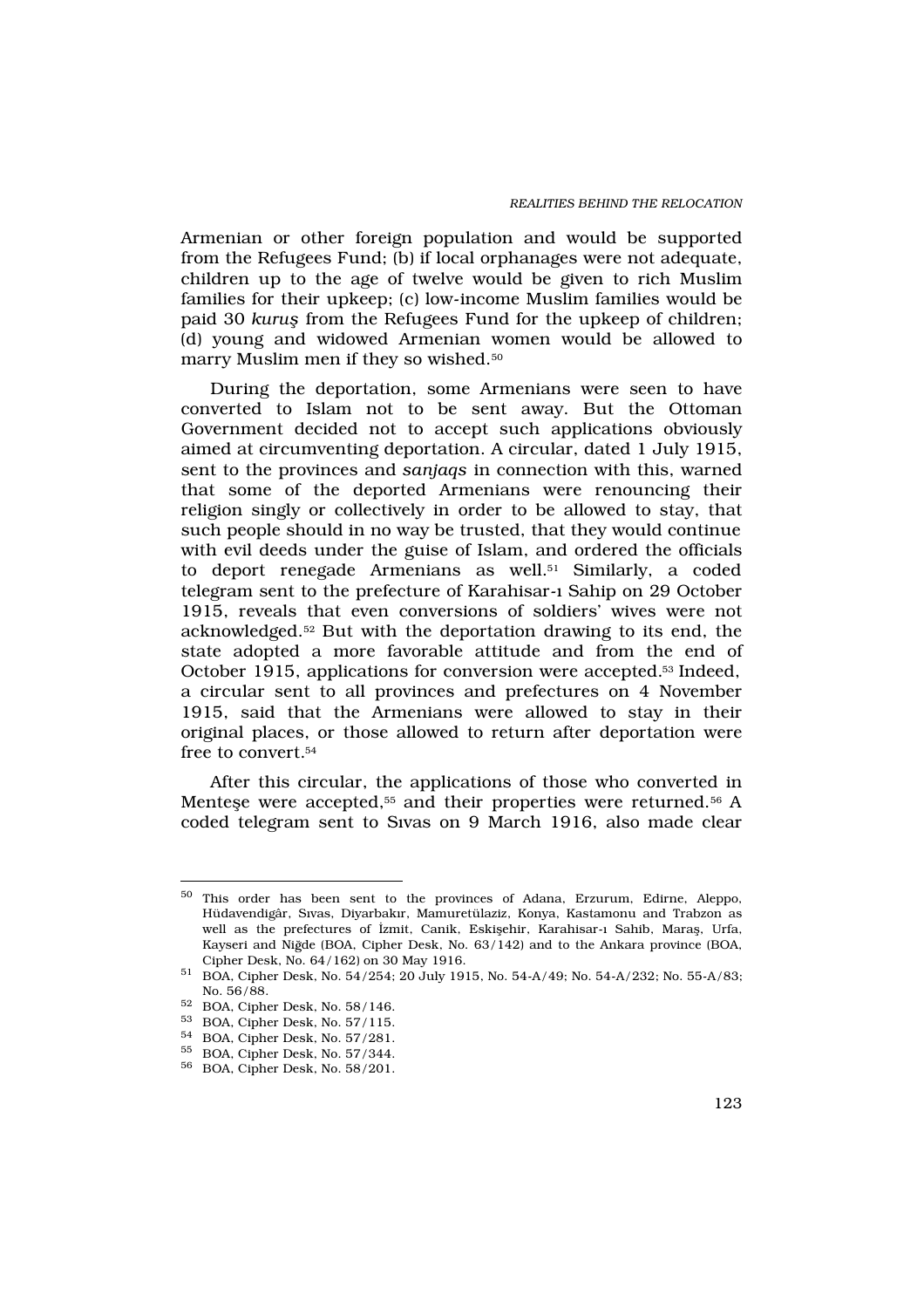Armenian or other foreign population and would be supported from the Refugees Fund; (b) if local orphanages were not adequate, children up to the age of twelve would be given to rich Muslim families for their upkeep; (c) low-income Muslim families would be paid 30 *kuruş* from the Refugees Fund for the upkeep of children; (d) young and widowed Armenian women would be allowed to marry Muslim men if they so wished.[50]

During the deportation, some Armenians were seen to have converted to Islam not to be sent away. But the Ottoman Government decided not to accept such applications obviously aimed at circumventing deportation. A circular, dated 1 July 1915, sent to the provinces and *sanjaqs* in connection with this, warned that some of the deported Armenians were renouncing their religion singly or collectively in order to be allowed to stay, that such people should in no way be trusted, that they would continue with evil deeds under the guise of Islam, and ordered the officials to deport renegade Armenians as well.[51] Similarly, a coded telegram sent to the prefecture of Karahisar-ı Sahip on 29 October 1915, reveals that even conversions of soldiers' wives were not acknowledged.[52] But with the deportation drawing to its end, the state adopted a more favorable attitude and from the end of October 1915, applications for conversion were accepted.[53] Indeed, a circular sent to all provinces and prefectures on 4 November 1915, said that the Armenians were allowed to stay in their original places, or those allowed to return after deportation were free to convert.[54]

After this circular, the applications of those who converted in Menteşe were accepted,[55] and their properties were returned.[56] A coded telegram sent to Sıvas on 9 March 1916, also made clear

---

[50] This order has been sent to the provinces of Adana, Erzurum, Edirne, Aleppo, Hüdavendigâr, Sıvas, Diyarbakır, Mamuretülaziz, Konya, Kastamonu and Trabzon as well as the prefectures of İzmit, Canik, Eskişehir, Karahisar-ı Sahib, Maraş, Urfa, Kayseri and Niğde (BOA, Cipher Desk, No. 63/142) and to the Ankara province (BOA, Cipher Desk, No. 64/162) on 30 May 1916.

[51] BOA, Cipher Desk, No. 54/254; 20 July 1915, No. 54-A/49; No. 54-A/232; No. 55-A/83; No. 56/88.

[52] BOA, Cipher Desk, No. 58/146.

[53] BOA, Cipher Desk, No. 57/115.

[54] BOA, Cipher Desk, No. 57/281.

[55] BOA, Cipher Desk, No. 57/344.

[56] BOA, Cipher Desk, No. 58/201.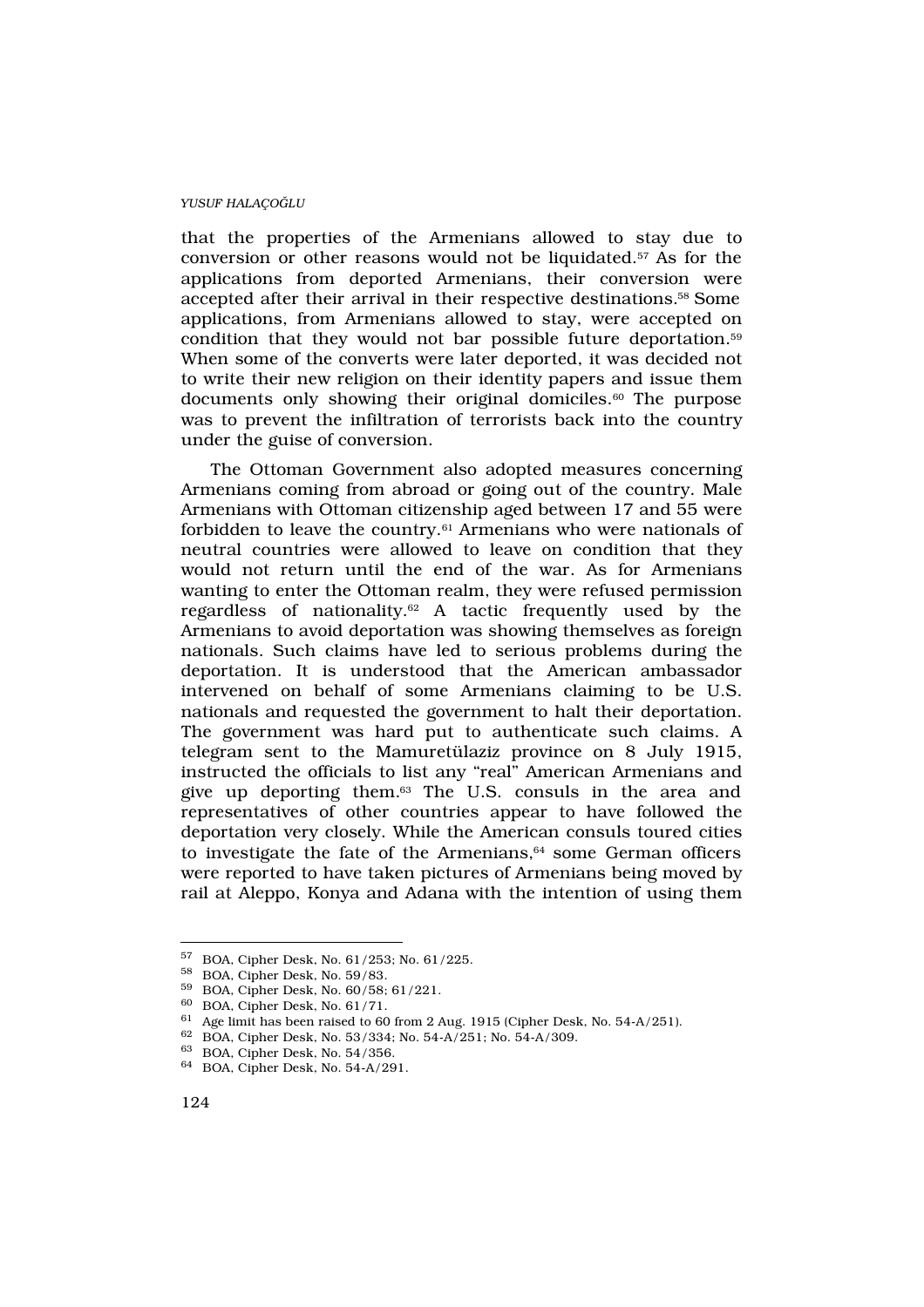that the properties of the Armenians allowed to stay due to conversion or other reasons would not be liquidated.[57] As for the applications from deported Armenians, their conversion were accepted after their arrival in their respective destinations.[58] Some applications, from Armenians allowed to stay, were accepted on condition that they would not bar possible future deportation.[59] When some of the converts were later deported, it was decided not to write their new religion on their identity papers and issue them documents only showing their original domiciles.[60] The purpose was to prevent the infiltration of terrorists back into the country under the guise of conversion.

The Ottoman Government also adopted measures concerning Armenians coming from abroad or going out of the country. Male Armenians with Ottoman citizenship aged between 17 and 55 were forbidden to leave the country.[61] Armenians who were nationals of neutral countries were allowed to leave on condition that they would not return until the end of the war. As for Armenians wanting to enter the Ottoman realm, they were refused permission regardless of nationality.[62] A tactic frequently used by the Armenians to avoid deportation was showing themselves as foreign nationals. Such claims have led to serious problems during the deportation. It is understood that the American ambassador intervened on behalf of some Armenians claiming to be U.S. nationals and requested the government to halt their deportation. The government was hard put to authenticate such claims. A telegram sent to the Mamuretülaziz province on 8 July 1915, instructed the officials to list any "real" American Armenians and give up deporting them.[63] The U.S. consuls in the area and representatives of other countries appear to have followed the deportation very closely. While the American consuls toured cities to investigate the fate of the Armenians,[64] some German officers were reported to have taken pictures of Armenians being moved by rail at Aleppo, Konya and Adana with the intention of using them

---

[57] BOA, Cipher Desk, No. 61/253; No. 61/225.

[58] BOA, Cipher Desk, No. 59/83.

[59] BOA, Cipher Desk, No. 60/58; 61/221.

[60] BOA, Cipher Desk, No. 61/71.

[61] Age limit has been raised to 60 from 2 Aug. 1915 (Cipher Desk, No. 54-A/251).

[62] BOA, Cipher Desk, No. 53/334; No. 54-A/251; No. 54-A/309.

[63] BOA, Cipher Desk, No. 54/356.

[64] BOA, Cipher Desk, No. 54-A/291.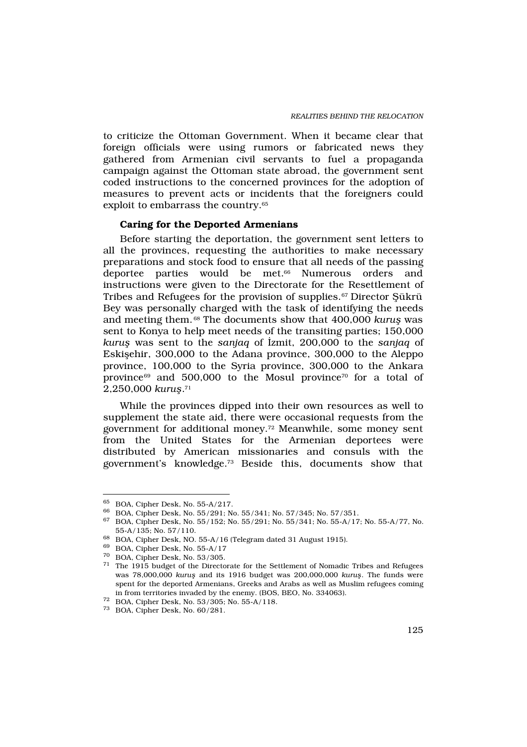to criticize the Ottoman Government. When it became clear that foreign officials were using rumors or fabricated news they gathered from Armenian civil servants to fuel a propaganda campaign against the Ottoman state abroad, the government sent coded instructions to the concerned provinces for the adoption of measures to prevent acts or incidents that the foreigners could exploit to embarrass the country.[65]

### Caring for the Deported Armenians

Before starting the deportation, the government sent letters to all the provinces, requesting the authorities to make necessary preparations and stock food to ensure that all needs of the passing deportee parties would be met.[66] Numerous orders and instructions were given to the Directorate for the Resettlement of Tribes and Refugees for the provision of supplies.[67] Director Şükrü Bey was personally charged with the task of identifying the needs and meeting them.[68] The documents show that 400,000 *kuruş* was sent to Konya to help meet needs of the transiting parties; 150,000 *kuruş* was sent to the *sanjaq* of İzmit, 200,000 to the *sanjaq* of Eskişehir, 300,000 to the Adana province, 300,000 to the Aleppo province, 100,000 to the Syria province, 300,000 to the Ankara province[69] and 500,000 to the Mosul province[70] for a total of 2,250,000 *kuruş*.[71]

While the provinces dipped into their own resources as well to supplement the state aid, there were occasional requests from the government for additional money.[72] Meanwhile, some money sent from the United States for the Armenian deportees were distributed by American missionaries and consuls with the government's knowledge.[73] Beside this, documents show that

---

[65] BOA, Cipher Desk, No. 55-A/217.

[66] BOA, Cipher Desk, No. 55/291; No. 55/341; No. 57/345; No. 57/351.

[67] BOA, Cipher Desk, No. 55/152; No. 55/291; No. 55/341; No. 55-A/17; No. 55-A/77, No. 55-A/135; No. 57/110.

[68] BOA, Cipher Desk, NO. 55-A/16 (Telegram dated 31 August 1915).

[69] BOA, Cipher Desk, No. 55-A/17

[70] BOA, Cipher Desk, No. 53/305.

[71] The 1915 budget of the Directorate for the Settlement of Nomadic Tribes and Refugees was 78,000,000 *kuruş* and its 1916 budget was 200,000,000 *kuruş*. The funds were spent for the deported Armenians, Greeks and Arabs as well as Muslim refugees coming in from territories invaded by the enemy. (BOS, BEO, No. 334063).

[72] BOA, Cipher Desk, No. 53/305; No. 55-A/118.

[73] BOA, Cipher Desk, No. 60/281.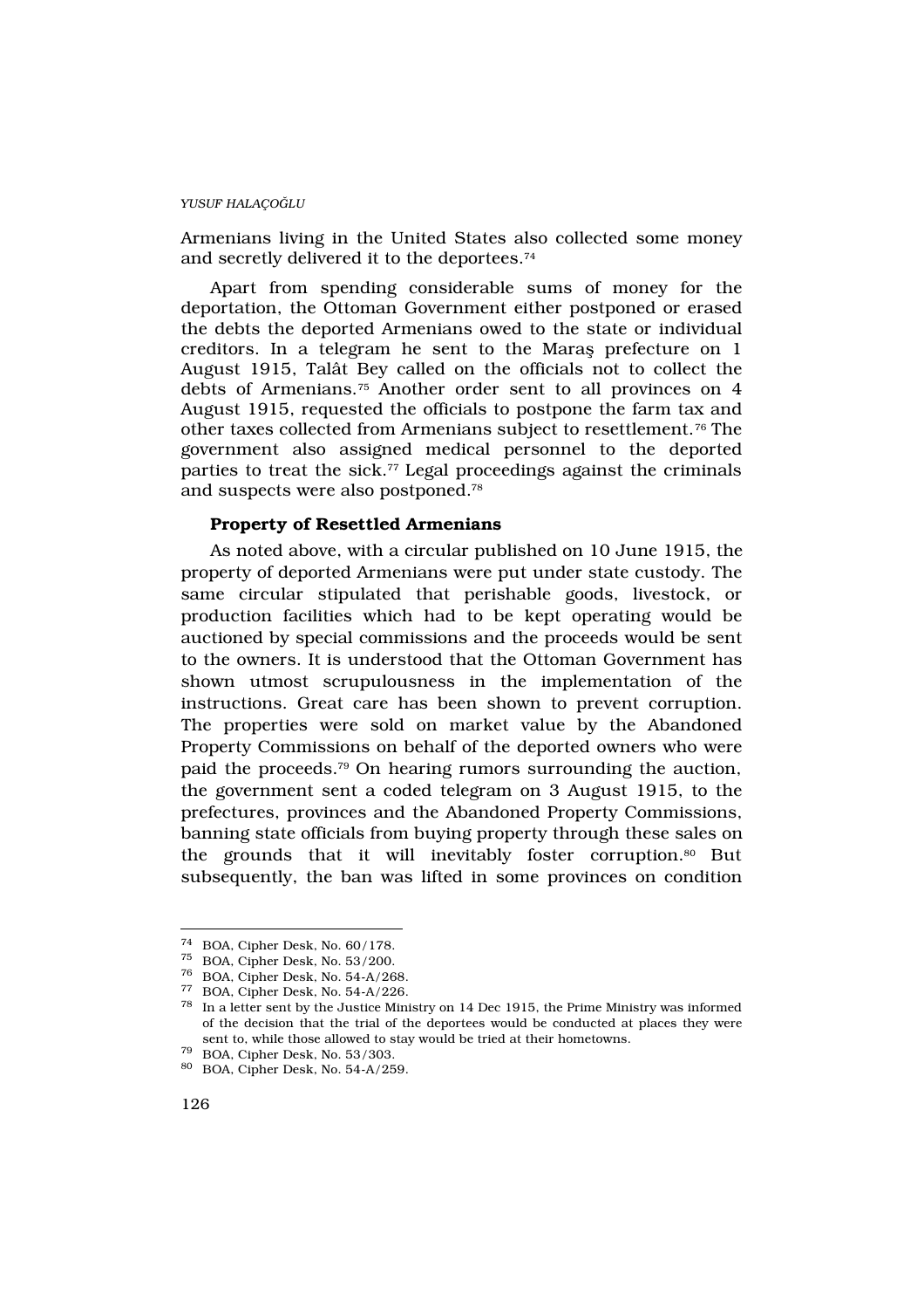Armenians living in the United States also collected some money and secretly delivered it to the deportees.[74]

Apart from spending considerable sums of money for the deportation, the Ottoman Government either postponed or erased the debts the deported Armenians owed to the state or individual creditors. In a telegram he sent to the Maraş prefecture on 1 August 1915, Talât Bey called on the officials not to collect the debts of Armenians.[75] Another order sent to all provinces on 4 August 1915, requested the officials to postpone the farm tax and other taxes collected from Armenians subject to resettlement.[76] The government also assigned medical personnel to the deported parties to treat the sick.[77] Legal proceedings against the criminals and suspects were also postponed.[78]

**Property of Resettled Armenians**

As noted above, with a circular published on 10 June 1915, the property of deported Armenians were put under state custody. The same circular stipulated that perishable goods, livestock, or production facilities which had to be kept operating would be auctioned by special commissions and the proceeds would be sent to the owners. It is understood that the Ottoman Government has shown utmost scrupulousness in the implementation of the instructions. Great care has been shown to prevent corruption. The properties were sold on market value by the Abandoned Property Commissions on behalf of the deported owners who were paid the proceeds.[79] On hearing rumors surrounding the auction, the government sent a coded telegram on 3 August 1915, to the prefectures, provinces and the Abandoned Property Commissions, banning state officials from buying property through these sales on the grounds that it will inevitably foster corruption.[80] But subsequently, the ban was lifted in some provinces on condition

---

74 BOA, Cipher Desk, No. 60/178.

75 BOA, Cipher Desk, No. 53/200.

76 BOA, Cipher Desk, No. 54-A/268.

77 BOA, Cipher Desk, No. 54-A/226.

78 In a letter sent by the Justice Ministry on 14 Dec 1915, the Prime Ministry was informed of the decision that the trial of the deportees would be conducted at places they were sent to, while those allowed to stay would be tried at their hometowns.

79 BOA, Cipher Desk, No. 53/303.

80 BOA, Cipher Desk, No. 54-A/259.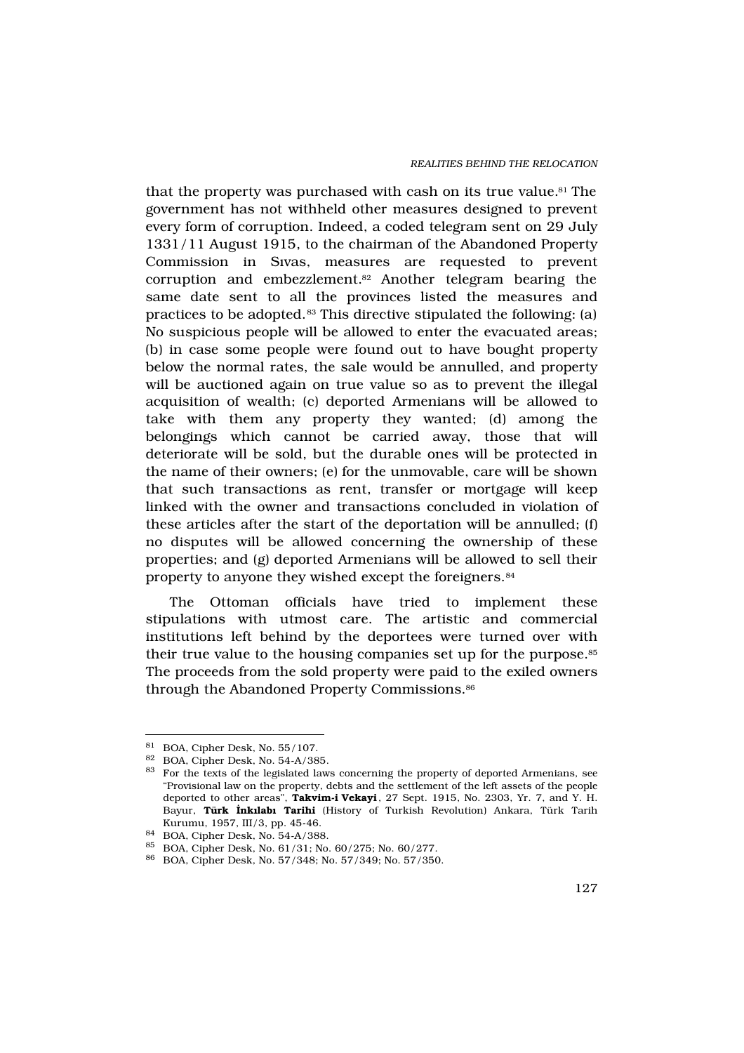that the property was purchased with cash on its true value.[81] The government has not withheld other measures designed to prevent every form of corruption. Indeed, a coded telegram sent on 29 July 1331/11 August 1915, to the chairman of the Abandoned Property Commission in Sıvas, measures are requested to prevent corruption and embezzlement.[82] Another telegram bearing the same date sent to all the provinces listed the measures and practices to be adopted.[83] This directive stipulated the following: (a) No suspicious people will be allowed to enter the evacuated areas; (b) in case some people were found out to have bought property below the normal rates, the sale would be annulled, and property will be auctioned again on true value so as to prevent the illegal acquisition of wealth; (c) deported Armenians will be allowed to take with them any property they wanted; (d) among the belongings which cannot be carried away, those that will deteriorate will be sold, but the durable ones will be protected in the name of their owners; (e) for the unmovable, care will be shown that such transactions as rent, transfer or mortgage will keep linked with the owner and transactions concluded in violation of these articles after the start of the deportation will be annulled; (f) no disputes will be allowed concerning the ownership of these properties; and (g) deported Armenians will be allowed to sell their property to anyone they wished except the foreigners.[84]

The Ottoman officials have tried to implement these stipulations with utmost care. The artistic and commercial institutions left behind by the deportees were turned over with their true value to the housing companies set up for the purpose.[85] The proceeds from the sold property were paid to the exiled owners through the Abandoned Property Commissions.[86]

---

[81] BOA, Cipher Desk, No. 55/107.

[82] BOA, Cipher Desk, No. 54-A/385.

[83] For the texts of the legislated laws concerning the property of deported Armenians, see "Provisional law on the property, debts and the settlement of the left assets of the people deported to other areas", **Takvim-i Vekayi**, 27 Sept. 1915, No. 2303, Yr. 7, and Y. H. Bayur, **Türk İnkılabı Tarihi** (History of Turkish Revolution) Ankara, Türk Tarih Kurumu, 1957, III/3, pp. 45-46.

[84] BOA, Cipher Desk, No. 54-A/388.

[85] BOA, Cipher Desk, No. 61/31; No. 60/275; No. 60/277.

[86] BOA, Cipher Desk, No. 57/348; No. 57/349; No. 57/350.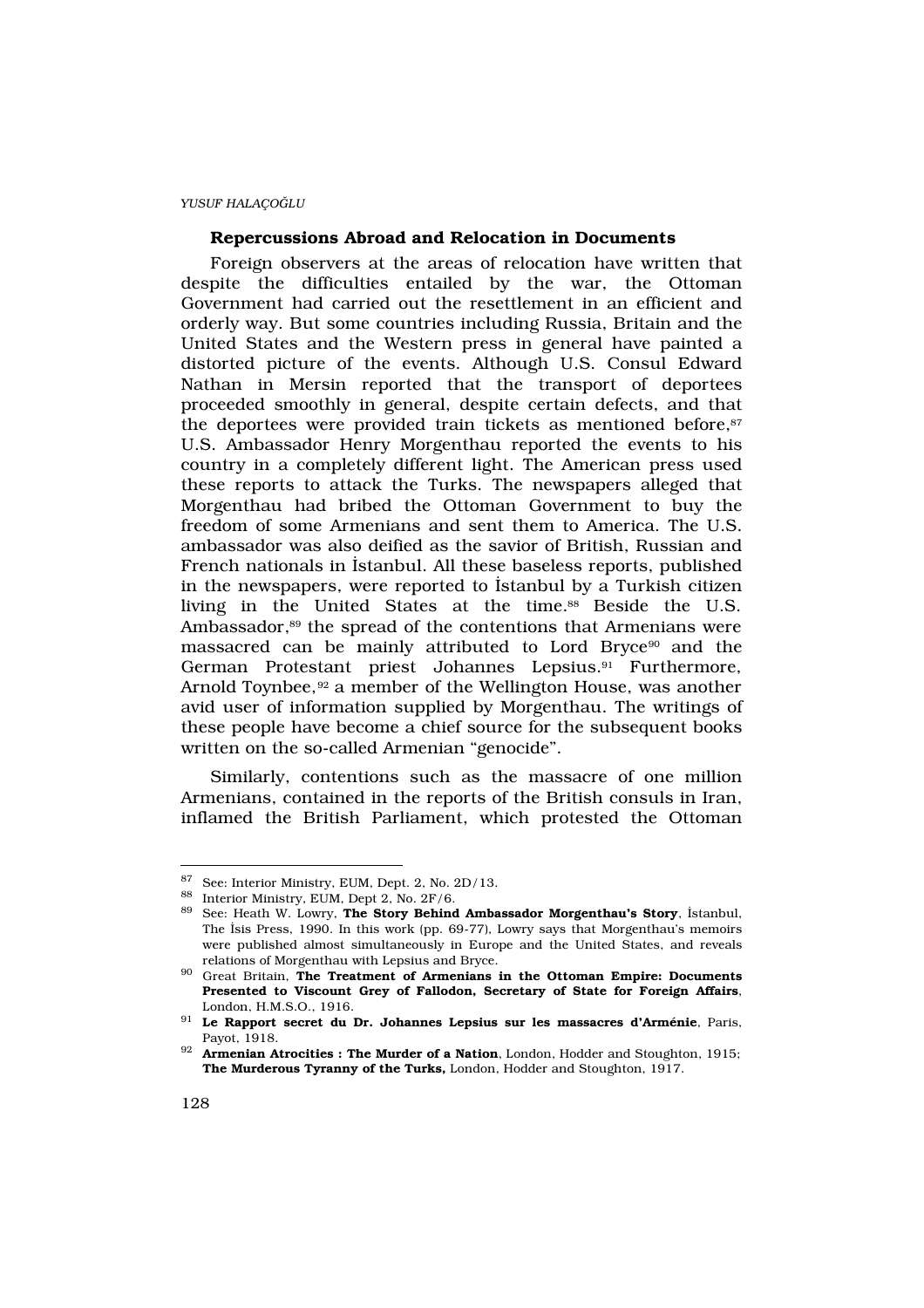### Repercussions Abroad and Relocation in Documents

Foreign observers at the areas of relocation have written that despite the difficulties entailed by the war, the Ottoman Government had carried out the resettlement in an efficient and orderly way. But some countries including Russia, Britain and the United States and the Western press in general have painted a distorted picture of the events. Although U.S. Consul Edward Nathan in Mersin reported that the transport of deportees proceeded smoothly in general, despite certain defects, and that the deportees were provided train tickets as mentioned before,[87] U.S. Ambassador Henry Morgenthau reported the events to his country in a completely different light. The American press used these reports to attack the Turks. The newspapers alleged that Morgenthau had bribed the Ottoman Government to buy the freedom of some Armenians and sent them to America. The U.S. ambassador was also deified as the savior of British, Russian and French nationals in İstanbul. All these baseless reports, published in the newspapers, were reported to İstanbul by a Turkish citizen living in the United States at the time.[88] Beside the U.S. Ambassador,[89] the spread of the contentions that Armenians were massacred can be mainly attributed to Lord Bryce[90] and the German Protestant priest Johannes Lepsius.[91] Furthermore, Arnold Toynbee,[92] a member of the Wellington House, was another avid user of information supplied by Morgenthau. The writings of these people have become a chief source for the subsequent books written on the so-called Armenian "genocide".

Similarly, contentions such as the massacre of one million Armenians, contained in the reports of the British consuls in Iran, inflamed the British Parliament, which protested the Ottoman

---

[87] See: Interior Ministry, EUM, Dept. 2, No. 2D/13.

[88] Interior Ministry, EUM, Dept 2, No. 2F/6.

[89] See: Heath W. Lowry, **The Story Behind Ambassador Morgenthau's Story**, İstanbul, The İsis Press, 1990. In this work (pp. 69-77), Lowry says that Morgenthau's memoirs were published almost simultaneously in Europe and the United States, and reveals relations of Morgenthau with Lepsius and Bryce.

[90] Great Britain, **The Treatment of Armenians in the Ottoman Empire: Documents Presented to Viscount Grey of Fallodon, Secretary of State for Foreign Affairs**, London, H.M.S.O., 1916.

[91] **Le Rapport secret du Dr. Johannes Lepsius sur les massacres d'Arménie**, Paris, Payot, 1918.

[92] **Armenian Atrocities : The Murder of a Nation**, London, Hodder and Stoughton, 1915; **The Murderous Tyranny of the Turks,** London, Hodder and Stoughton, 1917.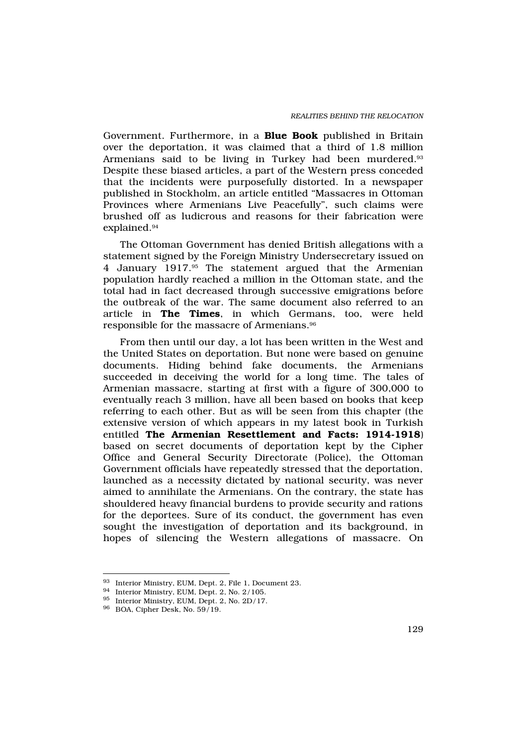Government. Furthermore, in a **Blue Book** published in Britain over the deportation, it was claimed that a third of 1.8 million Armenians said to be living in Turkey had been murdered.[93] Despite these biased articles, a part of the Western press conceded that the incidents were purposefully distorted. In a newspaper published in Stockholm, an article entitled "Massacres in Ottoman Provinces where Armenians Live Peacefully", such claims were brushed off as ludicrous and reasons for their fabrication were explained.[94]

The Ottoman Government has denied British allegations with a statement signed by the Foreign Ministry Undersecretary issued on 4 January 1917.[95] The statement argued that the Armenian population hardly reached a million in the Ottoman state, and the total had in fact decreased through successive emigrations before the outbreak of the war. The same document also referred to an article in **The Times**, in which Germans, too, were held responsible for the massacre of Armenians.[96]

From then until our day, a lot has been written in the West and the United States on deportation. But none were based on genuine documents. Hiding behind fake documents, the Armenians succeeded in deceiving the world for a long time. The tales of Armenian massacre, starting at first with a figure of 300,000 to eventually reach 3 million, have all been based on books that keep referring to each other. But as will be seen from this chapter (the extensive version of which appears in my latest book in Turkish entitled **The Armenian Resettlement and Facts: 1914-1918**) based on secret documents of deportation kept by the Cipher Office and General Security Directorate (Police), the Ottoman Government officials have repeatedly stressed that the deportation, launched as a necessity dictated by national security, was never aimed to annihilate the Armenians. On the contrary, the state has shouldered heavy financial burdens to provide security and rations for the deportees. Sure of its conduct, the government has even sought the investigation of deportation and its background, in hopes of silencing the Western allegations of massacre. On

---

[93] Interior Ministry, EUM, Dept. 2, File 1, Document 23.

[94] Interior Ministry, EUM, Dept. 2, No. 2/105.

[95] Interior Ministry, EUM, Dept. 2, No. 2D/17.

[96] BOA, Cipher Desk, No. 59/19.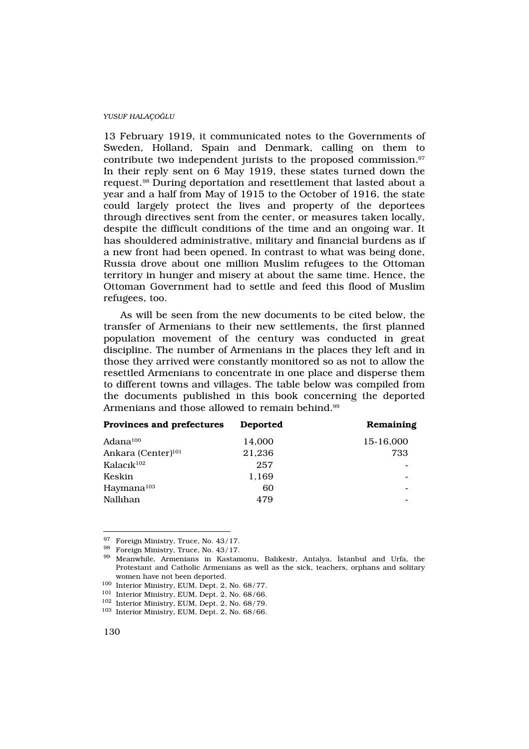13 February 1919, it communicated notes to the Governments of Sweden, Holland, Spain and Denmark, calling on them to contribute two independent jurists to the proposed commission.[97] In their reply sent on 6 May 1919, these states turned down the request.[98] During deportation and resettlement that lasted about a year and a half from May of 1915 to the October of 1916, the state could largely protect the lives and property of the deportees through directives sent from the center, or measures taken locally, despite the difficult conditions of the time and an ongoing war. It has shouldered administrative, military and financial burdens as if a new front had been opened. In contrast to what was being done, Russia drove about one million Muslim refugees to the Ottoman territory in hunger and misery at about the same time. Hence, the Ottoman Government had to settle and feed this flood of Muslim refugees, too.

As will be seen from the new documents to be cited below, the transfer of Armenians to their new settlements, the first planned population movement of the century was conducted in great discipline. The number of Armenians in the places they left and in those they arrived were constantly monitored so as not to allow the resettled Armenians to concentrate in one place and disperse them to different towns and villages. The table below was compiled from the documents published in this book concerning the deported Armenians and those allowed to remain behind.[99]

| Provinces and prefectures | Deported | Remaining |
|---|---|---|
| Adana[100] | 14,000 | 15-16,000 |
| Ankara (Center)[101] | 21,236 | 733 |
| Kalacık[102] | 257 | - |
| Keskin | 1,169 | - |
| Haymana[103] | 60 | - |
| Nallıhan | 479 | - |

---

[97] Foreign Ministry, Truce, No. 43/17.

[98] Foreign Ministry, Truce, No. 43/17.

[99] Meanwhile, Armenians in Kastamonu, Balıkesir, Antalya, İstanbul and Urfa, the Protestant and Catholic Armenians as well as the sick, teachers, orphans and solitary women have not been deported.

[100] Interior Ministry, EUM, Dept. 2, No. 68/77.

[101] Interior Ministry, EUM, Dept. 2, No. 68/66.

[102] Interior Ministry, EUM, Dept. 2, No. 68/79.

[103] Interior Ministry, EUM, Dept. 2, No. 68/66.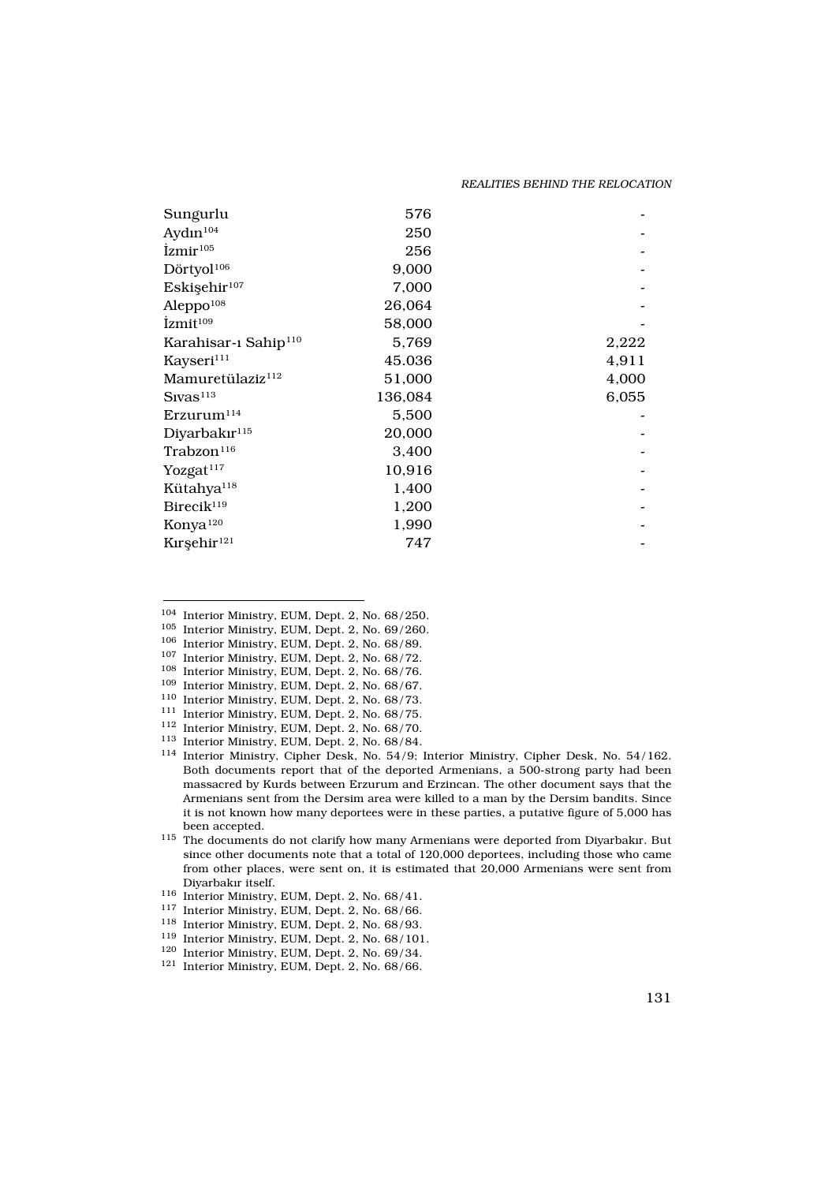| | | |
|---|---|---|
| Sungurlu | 576 | - |
| Aydın[104] | 250 | - |
| İzmir[105] | 256 | - |
| Dörtyol[106] | 9,000 | - |
| Eskişehir[107] | 7,000 | - |
| Aleppo[108] | 26,064 | - |
| İzmit[109] | 58,000 | - |
| Karahisar-ı Sahip[110] | 5,769 | 2,222 |
| Kayseri[111] | 45.036 | 4,911 |
| Mamuretülaziz[112] | 51,000 | 4,000 |
| Sıvas[113] | 136,084 | 6,055 |
| Erzurum[114] | 5,500 | - |
| Diyarbakır[115] | 20,000 | - |
| Trabzon[116] | 3,400 | - |
| Yozgat[117] | 10,916 | - |
| Kütahya[118] | 1,400 | - |
| Birecik[119] | 1,200 | - |
| Konya[120] | 1,990 | - |
| Kırşehir[121] | 747 | - |

---

104 Interior Ministry, EUM, Dept. 2, No. 68/250.

105 Interior Ministry, EUM, Dept. 2, No. 69/260.

106 Interior Ministry, EUM, Dept. 2, No. 68/89.

107 Interior Ministry, EUM, Dept. 2, No. 68/72.

108 Interior Ministry, EUM, Dept. 2, No. 68/76.

109 Interior Ministry, EUM, Dept. 2, No. 68/67.

110 Interior Ministry, EUM, Dept. 2, No. 68/73.

111 Interior Ministry, EUM, Dept. 2, No. 68/75.

112 Interior Ministry, EUM, Dept. 2, No. 68/70.

113 Interior Ministry, EUM, Dept. 2, No. 68/84.

114 Interior Ministry, Cipher Desk, No. 54/9; Interior Ministry, Cipher Desk, No. 54/162. Both documents report that of the deported Armenians, a 500-strong party had been massacred by Kurds between Erzurum and Erzincan. The other document says that the Armenians sent from the Dersim area were killed to a man by the Dersim bandits. Since it is not known how many deportees were in these parties, a putative figure of 5,000 has been accepted.

115 The documents do not clarify how many Armenians were deported from Diyarbakır. But since other documents note that a total of 120,000 deportees, including those who came from other places, were sent on, it is estimated that 20,000 Armenians were sent from Diyarbakır itself.

116 Interior Ministry, EUM, Dept. 2, No. 68/41.

117 Interior Ministry, EUM, Dept. 2, No. 68/66.

118 Interior Ministry, EUM, Dept. 2, No. 68/93.

119 Interior Ministry, EUM, Dept. 2, No. 68/101.

120 Interior Ministry, EUM, Dept. 2, No. 69/34.

121 Interior Ministry, EUM, Dept. 2, No. 68/66.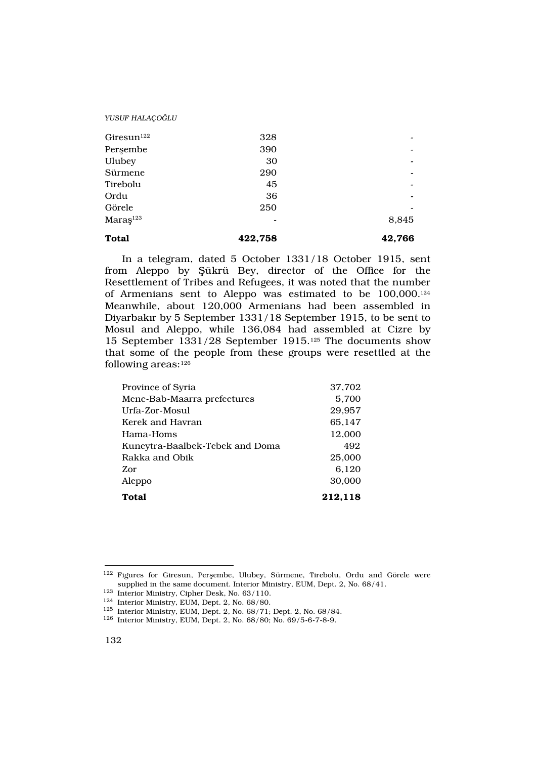| | | |
|---|---|---|
| Giresun[122] | 328 | - |
| Perşembe | 390 | - |
| Ulubey | 30 | - |
| Sürmene | 290 | - |
| Tirebolu | 45 | - |
| Ordu | 36 | - |
| Görele | 250 | - |
| Maraş[123] | - | 8,845 |
| **Total** | **422,758** | **42,766** |

In a telegram, dated 5 October 1331/18 October 1915, sent from Aleppo by Şükrü Bey, director of the Office for the Resettlement of Tribes and Refugees, it was noted that the number of Armenians sent to Aleppo was estimated to be 100,000.[124] Meanwhile, about 120,000 Armenians had been assembled in Diyarbakır by 5 September 1331/18 September 1915, to be sent to Mosul and Aleppo, while 136,084 had assembled at Cizre by 15 September 1331/28 September 1915.[125] The documents show that some of the people from these groups were resettled at the following areas:[126]

| | |
|---|---|
| Province of Syria | 37,702 |
| Menc-Bab-Maarra prefectures | 5,700 |
| Urfa-Zor-Mosul | 29,957 |
| Kerek and Havran | 65,147 |
| Hama-Homs | 12,000 |
| Kuneytra-Baalbek-Tebek and Doma | 492 |
| Rakka and Obik | 25,000 |
| Zor | 6,120 |
| Aleppo | 30,000 |
| **Total** | **212,118** |

[122] Figures for Giresun, Perşembe, Ulubey, Sürmene, Tirebolu, Ordu and Görele were supplied in the same document. Interior Ministry, EUM, Dept. 2, No. 68/41.

[123] Interior Ministry, Cipher Desk, No. 63/110.

[124] Interior Ministry, EUM, Dept. 2, No. 68/80.

[125] Interior Ministry, EUM, Dept. 2, No. 68/71; Dept. 2, No. 68/84.

[126] Interior Ministry, EUM, Dept. 2, No. 68/80; No. 69/5-6-7-8-9.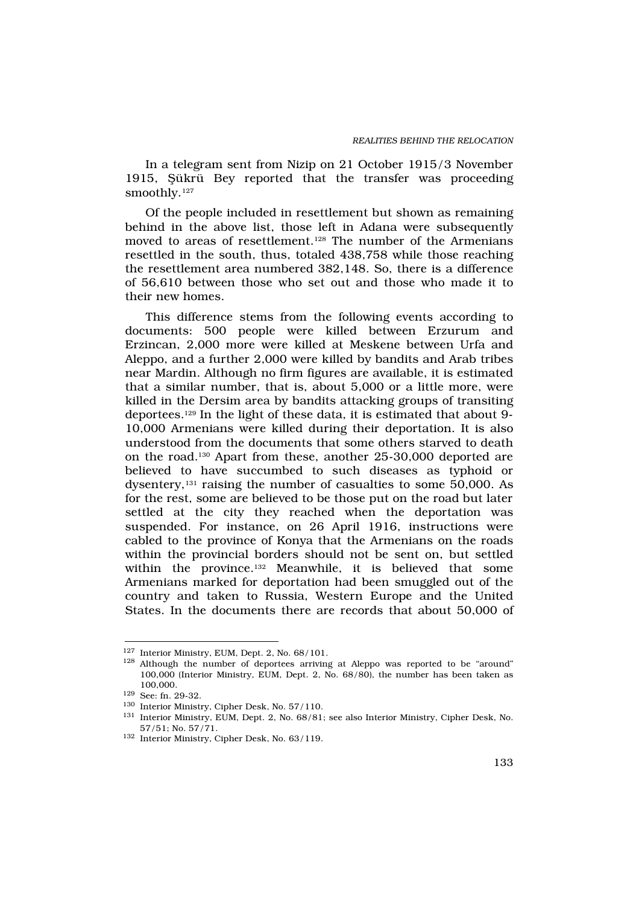In a telegram sent from Nizip on 21 October 1915/3 November 1915, Şükrü Bey reported that the transfer was proceeding smoothly.[127]

Of the people included in resettlement but shown as remaining behind in the above list, those left in Adana were subsequently moved to areas of resettlement.[128] The number of the Armenians resettled in the south, thus, totaled 438,758 while those reaching the resettlement area numbered 382,148. So, there is a difference of 56,610 between those who set out and those who made it to their new homes.

This difference stems from the following events according to documents: 500 people were killed between Erzurum and Erzincan, 2,000 more were killed at Meskene between Urfa and Aleppo, and a further 2,000 were killed by bandits and Arab tribes near Mardin. Although no firm figures are available, it is estimated that a similar number, that is, about 5,000 or a little more, were killed in the Dersim area by bandits attacking groups of transiting deportees.[129] In the light of these data, it is estimated that about 9-10,000 Armenians were killed during their deportation. It is also understood from the documents that some others starved to death on the road.[130] Apart from these, another 25-30,000 deported are believed to have succumbed to such diseases as typhoid or dysentery,[131] raising the number of casualties to some 50,000. As for the rest, some are believed to be those put on the road but later settled at the city they reached when the deportation was suspended. For instance, on 26 April 1916, instructions were cabled to the province of Konya that the Armenians on the roads within the provincial borders should not be sent on, but settled within the province.[132] Meanwhile, it is believed that some Armenians marked for deportation had been smuggled out of the country and taken to Russia, Western Europe and the United States. In the documents there are records that about 50,000 of

---

[127] Interior Ministry, EUM, Dept. 2, No. 68/101.

[128] Although the number of deportees arriving at Aleppo was reported to be "around" 100,000 (Interior Ministry, EUM, Dept. 2, No. 68/80), the number has been taken as 100,000.

[129] See: fn. 29-32.

[130] Interior Ministry, Cipher Desk, No. 57/110.

[131] Interior Ministry, EUM, Dept. 2, No. 68/81; see also Interior Ministry, Cipher Desk, No. 57/51; No. 57/71.

[132] Interior Ministry, Cipher Desk, No. 63/119.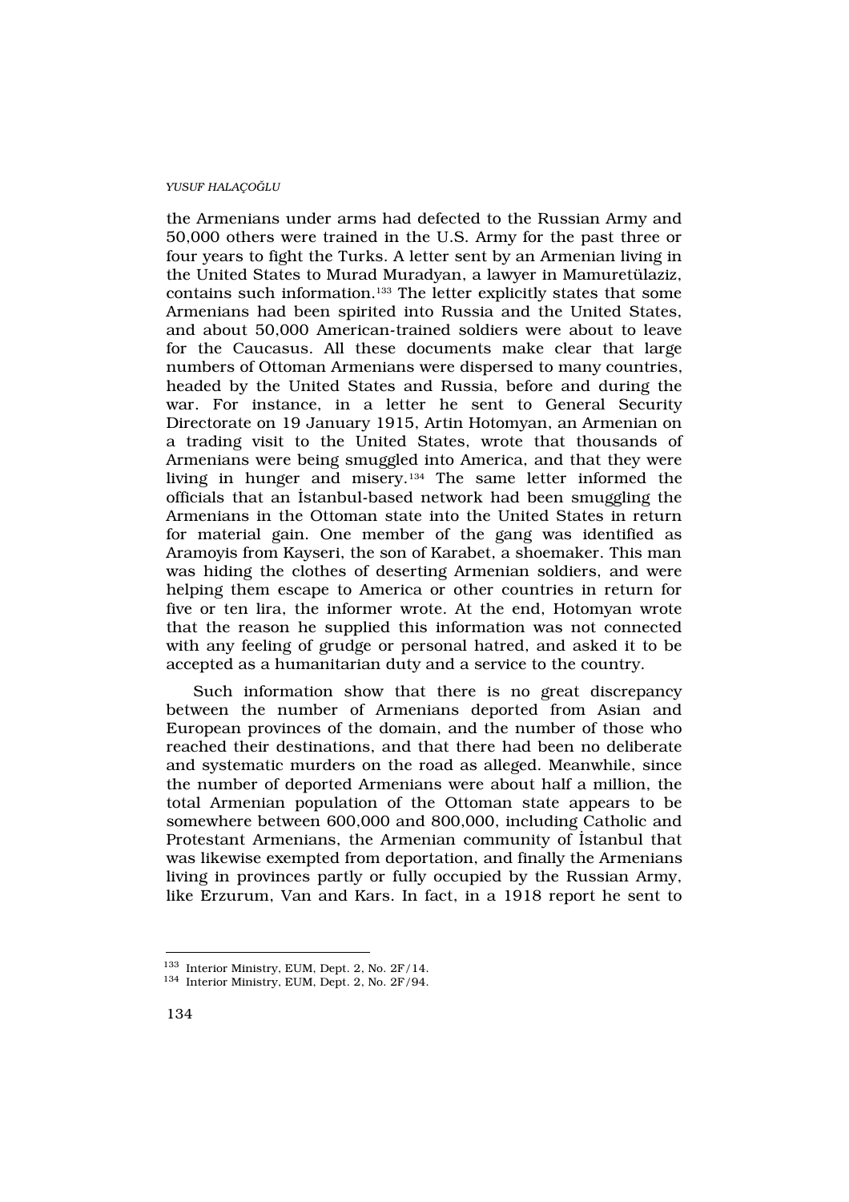the Armenians under arms had defected to the Russian Army and 50,000 others were trained in the U.S. Army for the past three or four years to fight the Turks. A letter sent by an Armenian living in the United States to Murad Muradyan, a lawyer in Mamuretülaziz, contains such information.[133] The letter explicitly states that some Armenians had been spirited into Russia and the United States, and about 50,000 American-trained soldiers were about to leave for the Caucasus. All these documents make clear that large numbers of Ottoman Armenians were dispersed to many countries, headed by the United States and Russia, before and during the war. For instance, in a letter he sent to General Security Directorate on 19 January 1915, Artin Hotomyan, an Armenian on a trading visit to the United States, wrote that thousands of Armenians were being smuggled into America, and that they were living in hunger and misery.[134] The same letter informed the officials that an İstanbul-based network had been smuggling the Armenians in the Ottoman state into the United States in return for material gain. One member of the gang was identified as Aramoyis from Kayseri, the son of Karabet, a shoemaker. This man was hiding the clothes of deserting Armenian soldiers, and were helping them escape to America or other countries in return for five or ten lira, the informer wrote. At the end, Hotomyan wrote that the reason he supplied this information was not connected with any feeling of grudge or personal hatred, and asked it to be accepted as a humanitarian duty and a service to the country.

Such information show that there is no great discrepancy between the number of Armenians deported from Asian and European provinces of the domain, and the number of those who reached their destinations, and that there had been no deliberate and systematic murders on the road as alleged. Meanwhile, since the number of deported Armenians were about half a million, the total Armenian population of the Ottoman state appears to be somewhere between 600,000 and 800,000, including Catholic and Protestant Armenians, the Armenian community of İstanbul that was likewise exempted from deportation, and finally the Armenians living in provinces partly or fully occupied by the Russian Army, like Erzurum, Van and Kars. In fact, in a 1918 report he sent to

---

[133] Interior Ministry, EUM, Dept. 2, No. 2F/14.

[134] Interior Ministry, EUM, Dept. 2, No. 2F/94.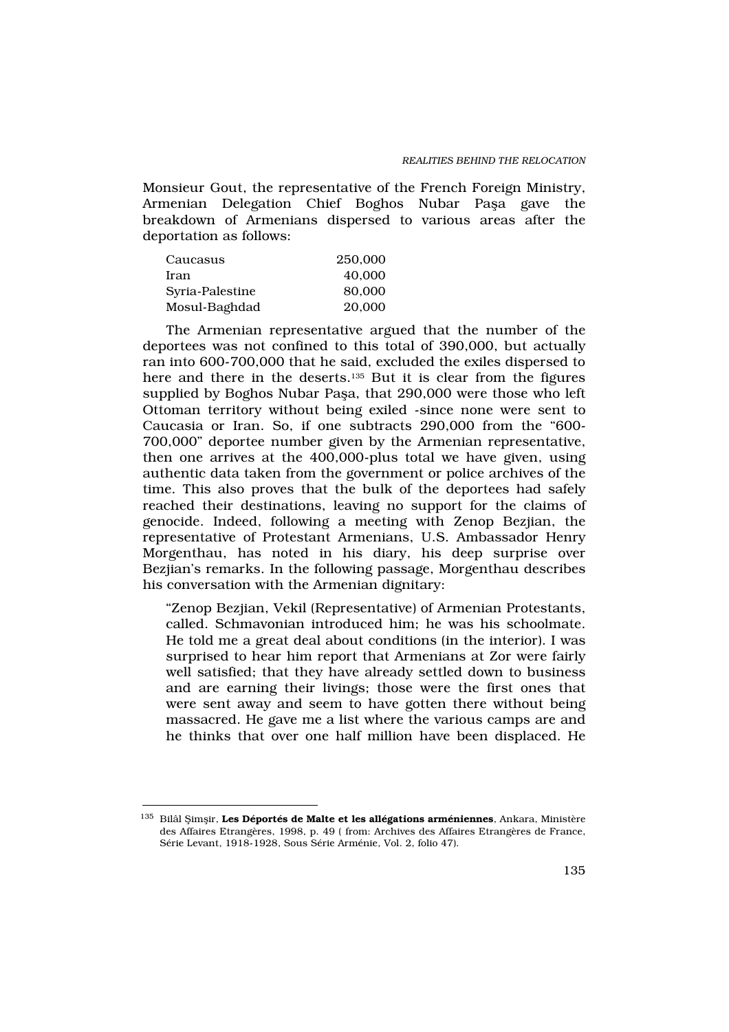Monsieur Gout, the representative of the French Foreign Ministry, Armenian Delegation Chief Boghos Nubar Paşa gave the breakdown of Armenians dispersed to various areas after the deportation as follows:

| | |
|---|---|
| Caucasus | 250,000 |
| Iran | 40,000 |
| Syria-Palestine | 80,000 |
| Mosul-Baghdad | 20,000 |

The Armenian representative argued that the number of the deportees was not confined to this total of 390,000, but actually ran into 600-700,000 that he said, excluded the exiles dispersed to here and there in the deserts.[135] But it is clear from the figures supplied by Boghos Nubar Paşa, that 290,000 were those who left Ottoman territory without being exiled -since none were sent to Caucasia or Iran. So, if one subtracts 290,000 from the "600-700,000" deportee number given by the Armenian representative, then one arrives at the 400,000-plus total we have given, using authentic data taken from the government or police archives of the time. This also proves that the bulk of the deportees had safely reached their destinations, leaving no support for the claims of genocide. Indeed, following a meeting with Zenop Bezjian, the representative of Protestant Armenians, U.S. Ambassador Henry Morgenthau, has noted in his diary, his deep surprise over Bezjian's remarks. In the following passage, Morgenthau describes his conversation with the Armenian dignitary:

> "Zenop Bezjian, Vekil (Representative) of Armenian Protestants, called. Schmavonian introduced him; he was his schoolmate. He told me a great deal about conditions (in the interior). I was surprised to hear him report that Armenians at Zor were fairly well satisfied; that they have already settled down to business and are earning their livings; those were the first ones that were sent away and seem to have gotten there without being massacred. He gave me a list where the various camps are and he thinks that over one half million have been displaced. He

[135] Bilâl Şimşir, **Les Déportés de Malte et les allégations arméniennes**, Ankara, Ministère des Affaires Etrangères, 1998, p. 49 ( from: Archives des Affaires Etrangères de France, Série Levant, 1918-1928, Sous Série Arménie, Vol. 2, folio 47).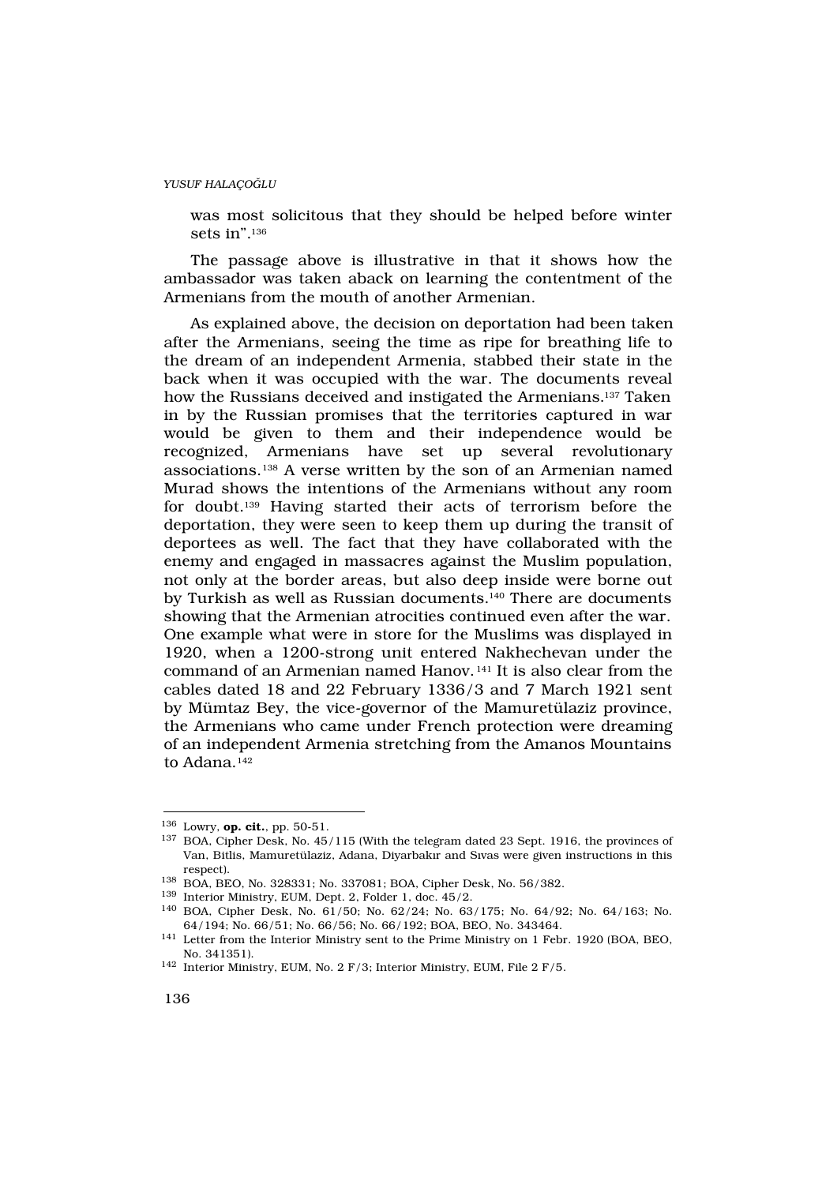was most solicitous that they should be helped before winter sets in".[136]

The passage above is illustrative in that it shows how the ambassador was taken aback on learning the contentment of the Armenians from the mouth of another Armenian.

As explained above, the decision on deportation had been taken after the Armenians, seeing the time as ripe for breathing life to the dream of an independent Armenia, stabbed their state in the back when it was occupied with the war. The documents reveal how the Russians deceived and instigated the Armenians.[137] Taken in by the Russian promises that the territories captured in war would be given to them and their independence would be recognized, Armenians have set up several revolutionary associations.[138] A verse written by the son of an Armenian named Murad shows the intentions of the Armenians without any room for doubt.[139] Having started their acts of terrorism before the deportation, they were seen to keep them up during the transit of deportees as well. The fact that they have collaborated with the enemy and engaged in massacres against the Muslim population, not only at the border areas, but also deep inside were borne out by Turkish as well as Russian documents.[140] There are documents showing that the Armenian atrocities continued even after the war. One example what were in store for the Muslims was displayed in 1920, when a 1200-strong unit entered Nakhechevan under the command of an Armenian named Hanov.[141] It is also clear from the cables dated 18 and 22 February 1336/3 and 7 March 1921 sent by Mümtaz Bey, the vice-governor of the Mamuretülaziz province, the Armenians who came under French protection were dreaming of an independent Armenia stretching from the Amanos Mountains to Adana.[142]

---

[136] Lowry, **op. cit.**, pp. 50-51.

[137] BOA, Cipher Desk, No. 45/115 (With the telegram dated 23 Sept. 1916, the provinces of Van, Bitlis, Mamuretülaziz, Adana, Diyarbakır and Sıvas were given instructions in this respect).

[138] BOA, BEO, No. 328331; No. 337081; BOA, Cipher Desk, No. 56/382.

[139] Interior Ministry, EUM, Dept. 2, Folder 1, doc. 45/2.

[140] BOA, Cipher Desk, No. 61/50; No. 62/24; No. 63/175; No. 64/92; No. 64/163; No. 64/194; No. 66/51; No. 66/56; No. 66/192; BOA, BEO, No. 343464.

[141] Letter from the Interior Ministry sent to the Prime Ministry on 1 Febr. 1920 (BOA, BEO, No. 341351).

[142] Interior Ministry, EUM, No. 2 F/3; Interior Ministry, EUM, File 2 F/5.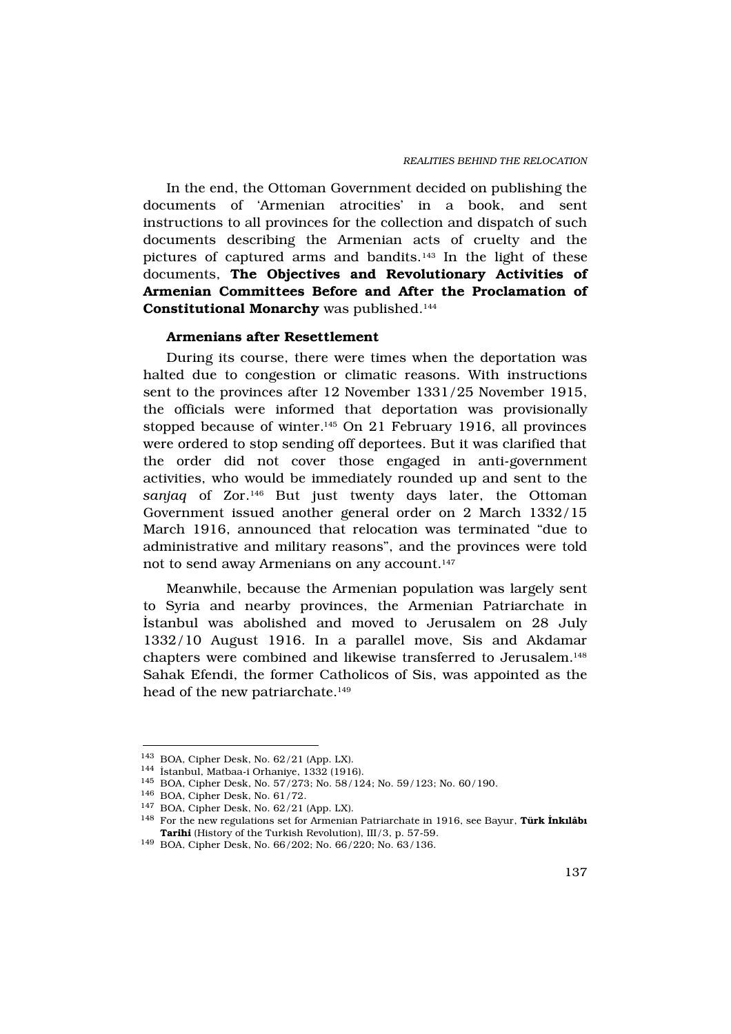In the end, the Ottoman Government decided on publishing the documents of 'Armenian atrocities' in a book, and sent instructions to all provinces for the collection and dispatch of such documents describing the Armenian acts of cruelty and the pictures of captured arms and bandits.[143] In the light of these documents, **The Objectives and Revolutionary Activities of Armenian Committees Before and After the Proclamation of Constitutional Monarchy** was published.[144]

### Armenians after Resettlement

During its course, there were times when the deportation was halted due to congestion or climatic reasons. With instructions sent to the provinces after 12 November 1331/25 November 1915, the officials were informed that deportation was provisionally stopped because of winter.[145] On 21 February 1916, all provinces were ordered to stop sending off deportees. But it was clarified that the order did not cover those engaged in anti-government activities, who would be immediately rounded up and sent to the *sanjaq* of Zor.[146] But just twenty days later, the Ottoman Government issued another general order on 2 March 1332/15 March 1916, announced that relocation was terminated "due to administrative and military reasons", and the provinces were told not to send away Armenians on any account.[147]

Meanwhile, because the Armenian population was largely sent to Syria and nearby provinces, the Armenian Patriarchate in İstanbul was abolished and moved to Jerusalem on 28 July 1332/10 August 1916. In a parallel move, Sis and Akdamar chapters were combined and likewise transferred to Jerusalem.[148] Sahak Efendi, the former Catholicos of Sis, was appointed as the head of the new patriarchate.[149]

---

[143] BOA, Cipher Desk, No. 62/21 (App. LX).

[144] İstanbul, Matbaa-i Orhaniye, 1332 (1916).

[145] BOA, Cipher Desk, No. 57/273; No. 58/124; No. 59/123; No. 60/190.

[146] BOA, Cipher Desk, No. 61/72.

[147] BOA, Cipher Desk, No. 62/21 (App. LX).

[148] For the new regulations set for Armenian Patriarchate in 1916, see Bayur, **Türk İnkılâbı Tarihi** (History of the Turkish Revolution), III/3, p. 57-59.

[149] BOA, Cipher Desk, No. 66/202; No. 66/220; No. 63/136.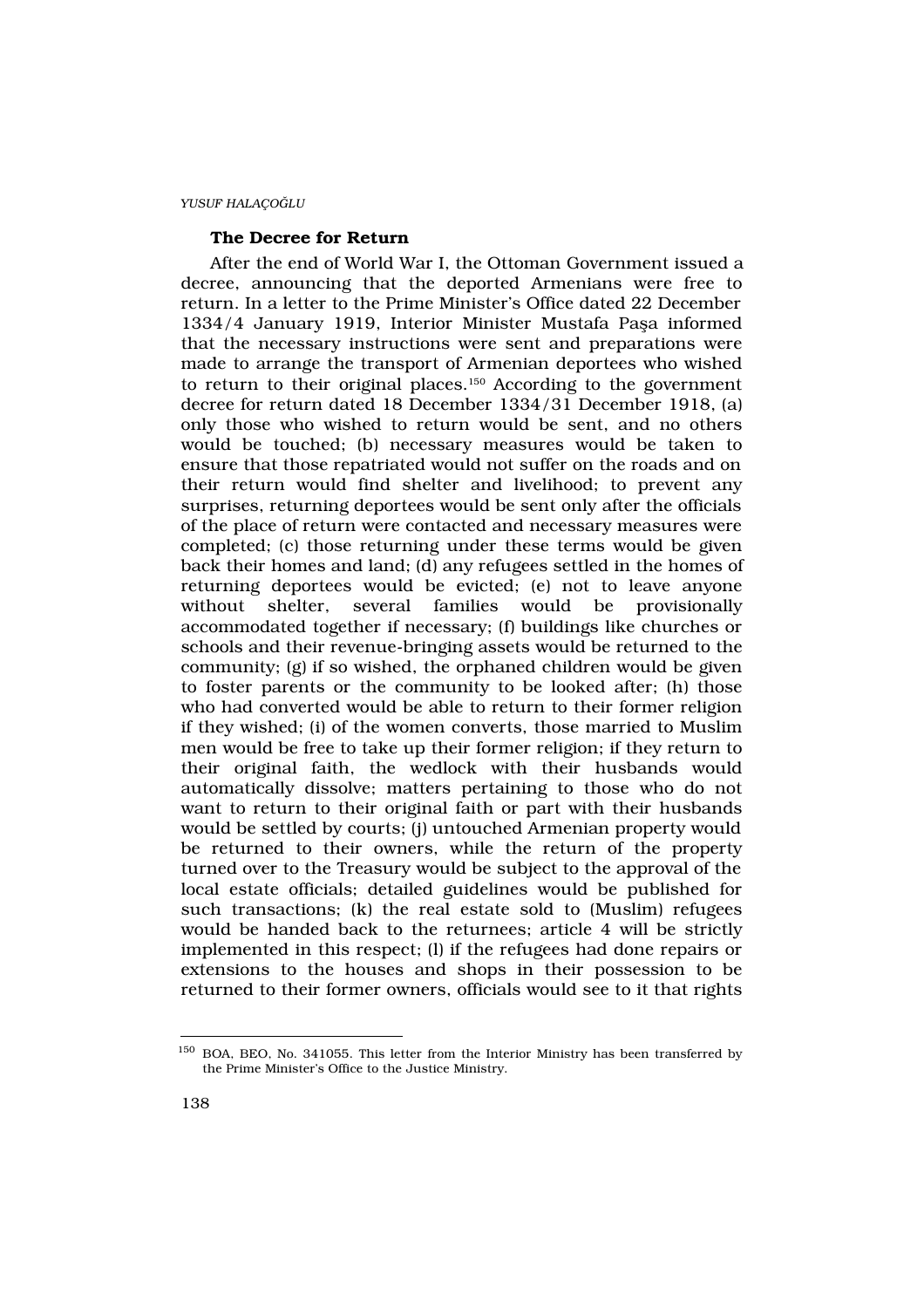### The Decree for Return

After the end of World War I, the Ottoman Government issued a decree, announcing that the deported Armenians were free to return. In a letter to the Prime Minister's Office dated 22 December 1334/4 January 1919, Interior Minister Mustafa Paşa informed that the necessary instructions were sent and preparations were made to arrange the transport of Armenian deportees who wished to return to their original places.[150] According to the government decree for return dated 18 December 1334/31 December 1918, (a) only those who wished to return would be sent, and no others would be touched; (b) necessary measures would be taken to ensure that those repatriated would not suffer on the roads and on their return would find shelter and livelihood; to prevent any surprises, returning deportees would be sent only after the officials of the place of return were contacted and necessary measures were completed; (c) those returning under these terms would be given back their homes and land; (d) any refugees settled in the homes of returning deportees would be evicted; (e) not to leave anyone without shelter, several families would be provisionally accommodated together if necessary; (f) buildings like churches or schools and their revenue-bringing assets would be returned to the community; (g) if so wished, the orphaned children would be given to foster parents or the community to be looked after; (h) those who had converted would be able to return to their former religion if they wished; (i) of the women converts, those married to Muslim men would be free to take up their former religion; if they return to their original faith, the wedlock with their husbands would automatically dissolve; matters pertaining to those who do not want to return to their original faith or part with their husbands would be settled by courts; (j) untouched Armenian property would be returned to their owners, while the return of the property turned over to the Treasury would be subject to the approval of the local estate officials; detailed guidelines would be published for such transactions; (k) the real estate sold to (Muslim) refugees would be handed back to the returnees; article 4 will be strictly implemented in this respect; (l) if the refugees had done repairs or extensions to the houses and shops in their possession to be returned to their former owners, officials would see to it that rights

[150] BOA, BEO, No. 341055. This letter from the Interior Ministry has been transferred by the Prime Minister's Office to the Justice Ministry.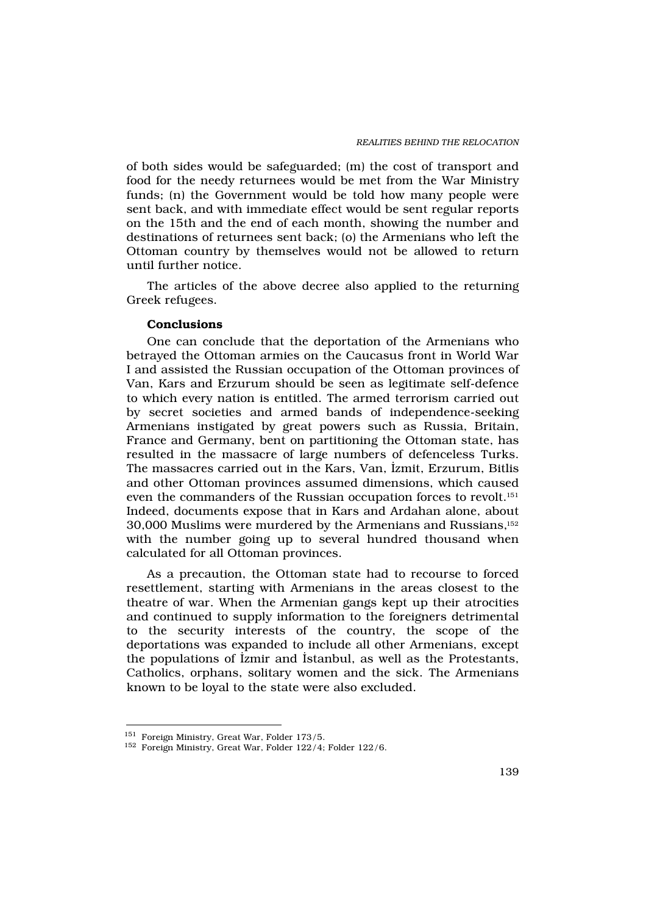of both sides would be safeguarded; (m) the cost of transport and food for the needy returnees would be met from the War Ministry funds; (n) the Government would be told how many people were sent back, and with immediate effect would be sent regular reports on the 15th and the end of each month, showing the number and destinations of returnees sent back; (o) the Armenians who left the Ottoman country by themselves would not be allowed to return until further notice.

The articles of the above decree also applied to the returning Greek refugees.

**Conclusions**

One can conclude that the deportation of the Armenians who betrayed the Ottoman armies on the Caucasus front in World War I and assisted the Russian occupation of the Ottoman provinces of Van, Kars and Erzurum should be seen as legitimate self-defence to which every nation is entitled. The armed terrorism carried out by secret societies and armed bands of independence-seeking Armenians instigated by great powers such as Russia, Britain, France and Germany, bent on partitioning the Ottoman state, has resulted in the massacre of large numbers of defenceless Turks. The massacres carried out in the Kars, Van, İzmit, Erzurum, Bitlis and other Ottoman provinces assumed dimensions, which caused even the commanders of the Russian occupation forces to revolt.[151] Indeed, documents expose that in Kars and Ardahan alone, about 30,000 Muslims were murdered by the Armenians and Russians,[152] with the number going up to several hundred thousand when calculated for all Ottoman provinces.

As a precaution, the Ottoman state had to recourse to forced resettlement, starting with Armenians in the areas closest to the theatre of war. When the Armenian gangs kept up their atrocities and continued to supply information to the foreigners detrimental to the security interests of the country, the scope of the deportations was expanded to include all other Armenians, except the populations of İzmir and İstanbul, as well as the Protestants, Catholics, orphans, solitary women and the sick. The Armenians known to be loyal to the state were also excluded.

---

[151] Foreign Ministry, Great War, Folder 173/5.

[152] Foreign Ministry, Great War, Folder 122/4; Folder 122/6.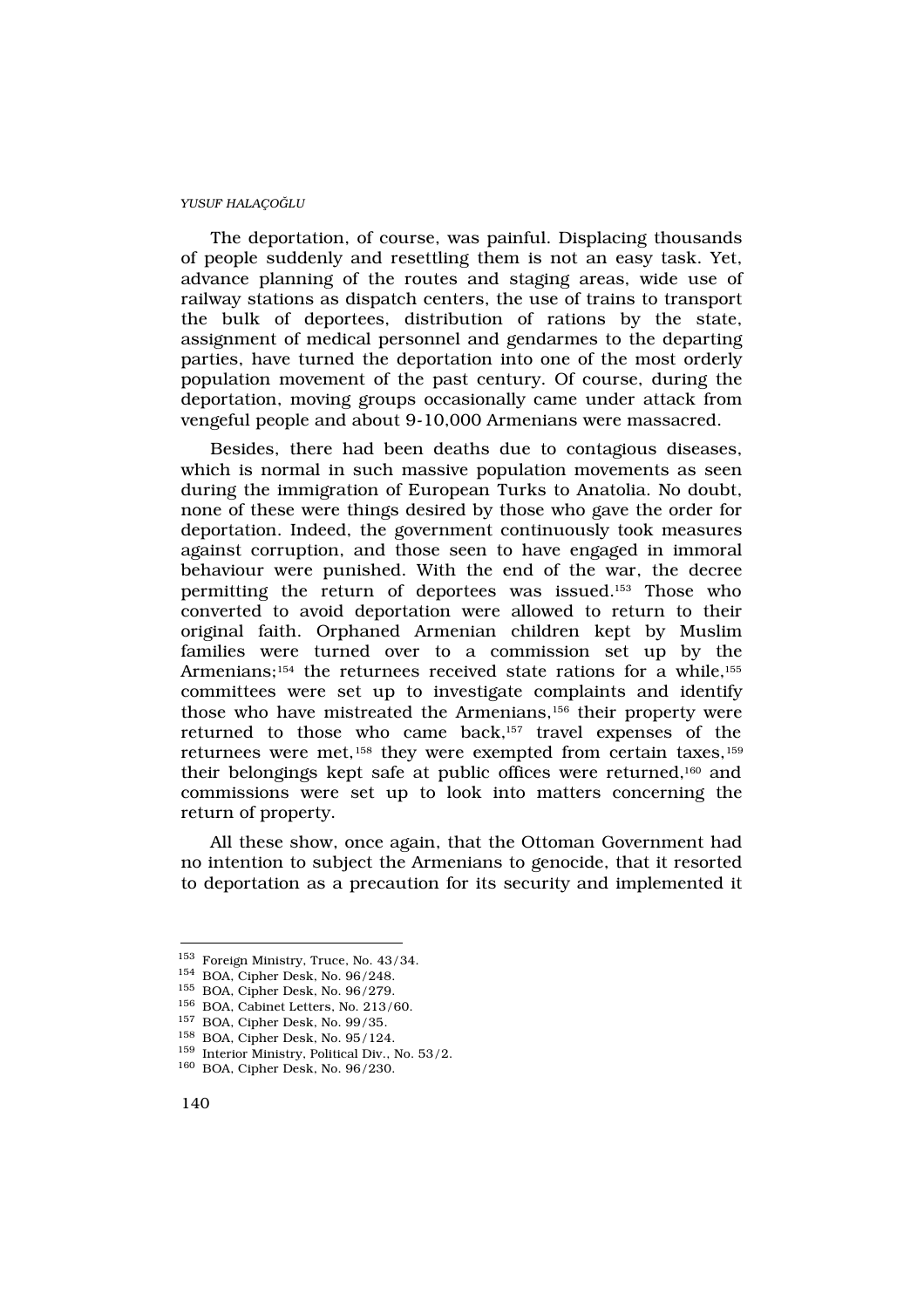The deportation, of course, was painful. Displacing thousands of people suddenly and resettling them is not an easy task. Yet, advance planning of the routes and staging areas, wide use of railway stations as dispatch centers, the use of trains to transport the bulk of deportees, distribution of rations by the state, assignment of medical personnel and gendarmes to the departing parties, have turned the deportation into one of the most orderly population movement of the past century. Of course, during the deportation, moving groups occasionally came under attack from vengeful people and about 9-10,000 Armenians were massacred.

Besides, there had been deaths due to contagious diseases, which is normal in such massive population movements as seen during the immigration of European Turks to Anatolia. No doubt, none of these were things desired by those who gave the order for deportation. Indeed, the government continuously took measures against corruption, and those seen to have engaged in immoral behaviour were punished. With the end of the war, the decree permitting the return of deportees was issued.[153] Those who converted to avoid deportation were allowed to return to their original faith. Orphaned Armenian children kept by Muslim families were turned over to a commission set up by the Armenians;[154] the returnees received state rations for a while,[155] committees were set up to investigate complaints and identify those who have mistreated the Armenians,[156] their property were returned to those who came back,[157] travel expenses of the returnees were met,[158] they were exempted from certain taxes,[159] their belongings kept safe at public offices were returned,[160] and commissions were set up to look into matters concerning the return of property.

All these show, once again, that the Ottoman Government had no intention to subject the Armenians to genocide, that it resorted to deportation as a precaution for its security and implemented it

---

[153] Foreign Ministry, Truce, No. 43/34.

[154] BOA, Cipher Desk, No. 96/248.

[155] BOA, Cipher Desk, No. 96/279.

[156] BOA, Cabinet Letters, No. 213/60.

[157] BOA, Cipher Desk, No. 99/35.

[158] BOA, Cipher Desk, No. 95/124.

[159] Interior Ministry, Political Div., No. 53/2.

[160] BOA, Cipher Desk, No. 96/230.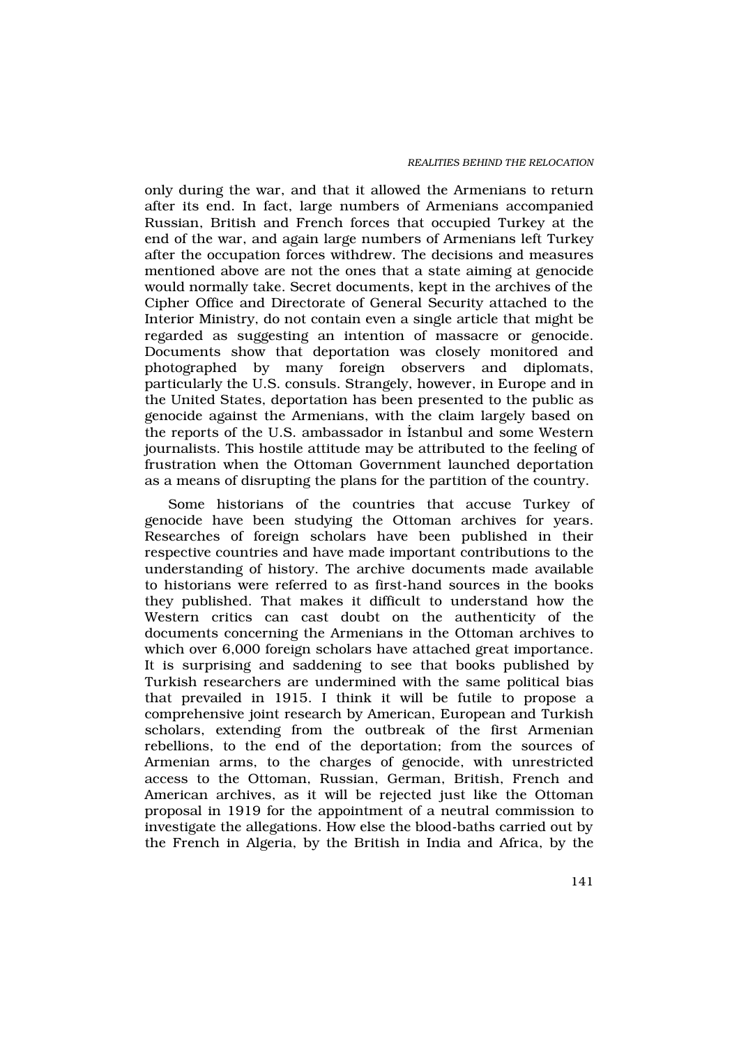only during the war, and that it allowed the Armenians to return after its end. In fact, large numbers of Armenians accompanied Russian, British and French forces that occupied Turkey at the end of the war, and again large numbers of Armenians left Turkey after the occupation forces withdrew. The decisions and measures mentioned above are not the ones that a state aiming at genocide would normally take. Secret documents, kept in the archives of the Cipher Office and Directorate of General Security attached to the Interior Ministry, do not contain even a single article that might be regarded as suggesting an intention of massacre or genocide. Documents show that deportation was closely monitored and photographed by many foreign observers and diplomats, particularly the U.S. consuls. Strangely, however, in Europe and in the United States, deportation has been presented to the public as genocide against the Armenians, with the claim largely based on the reports of the U.S. ambassador in İstanbul and some Western journalists. This hostile attitude may be attributed to the feeling of frustration when the Ottoman Government launched deportation as a means of disrupting the plans for the partition of the country.

Some historians of the countries that accuse Turkey of genocide have been studying the Ottoman archives for years. Researches of foreign scholars have been published in their respective countries and have made important contributions to the understanding of history. The archive documents made available to historians were referred to as first-hand sources in the books they published. That makes it difficult to understand how the Western critics can cast doubt on the authenticity of the documents concerning the Armenians in the Ottoman archives to which over 6,000 foreign scholars have attached great importance. It is surprising and saddening to see that books published by Turkish researchers are undermined with the same political bias that prevailed in 1915. I think it will be futile to propose a comprehensive joint research by American, European and Turkish scholars, extending from the outbreak of the first Armenian rebellions, to the end of the deportation; from the sources of Armenian arms, to the charges of genocide, with unrestricted access to the Ottoman, Russian, German, British, French and American archives, as it will be rejected just like the Ottoman proposal in 1919 for the appointment of a neutral commission to investigate the allegations. How else the blood-baths carried out by the French in Algeria, by the British in India and Africa, by the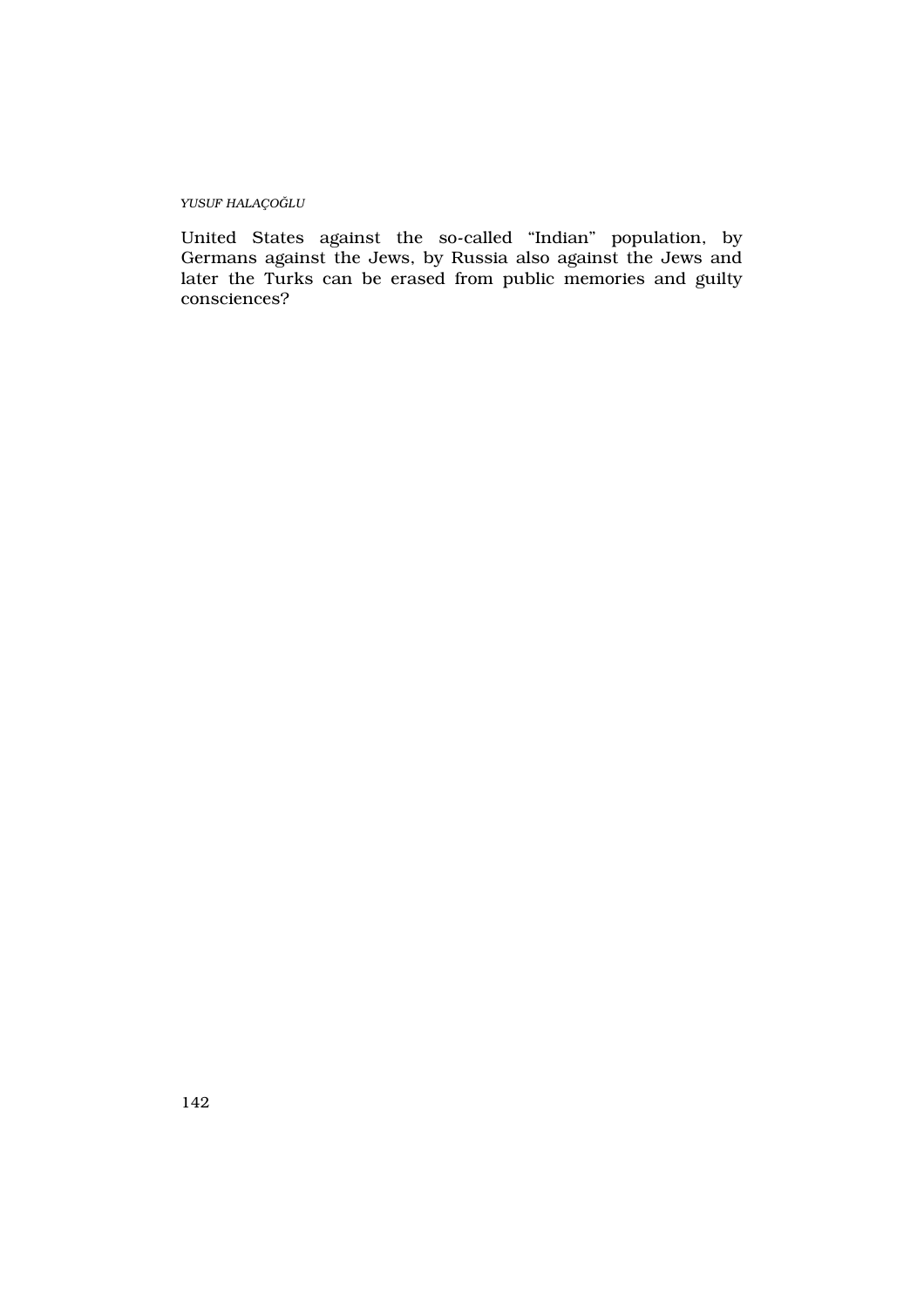United States against the so-called “Indian” population, by Germans against the Jews, by Russia also against the Jews and later the Turks can be erased from public memories and guilty consciences?